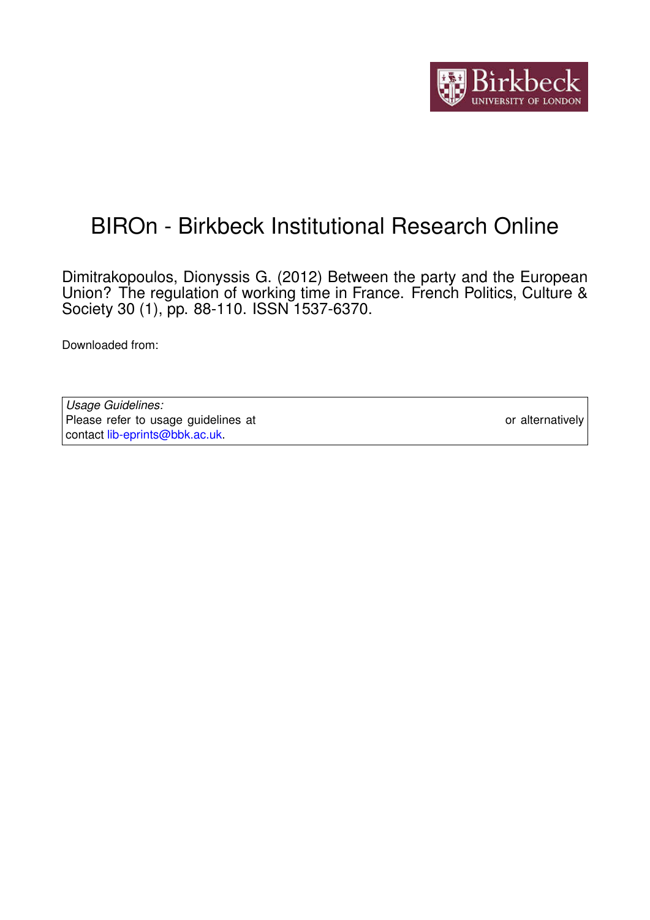# BIROn - Birkbeck Institutional Research Online

Dimitrakopoulos, Dionyssis G. (2012) Between the party and the European Union? The regulation of working time in France. French Politics, Culture & Society 30 (1), pp. 88-110. ISSN 1537-6370.

Downloaded from:

*Usage Guidelines:*
Please refer to usage guidelines at or alternatively contact lib-eprints@bbk.ac.uk.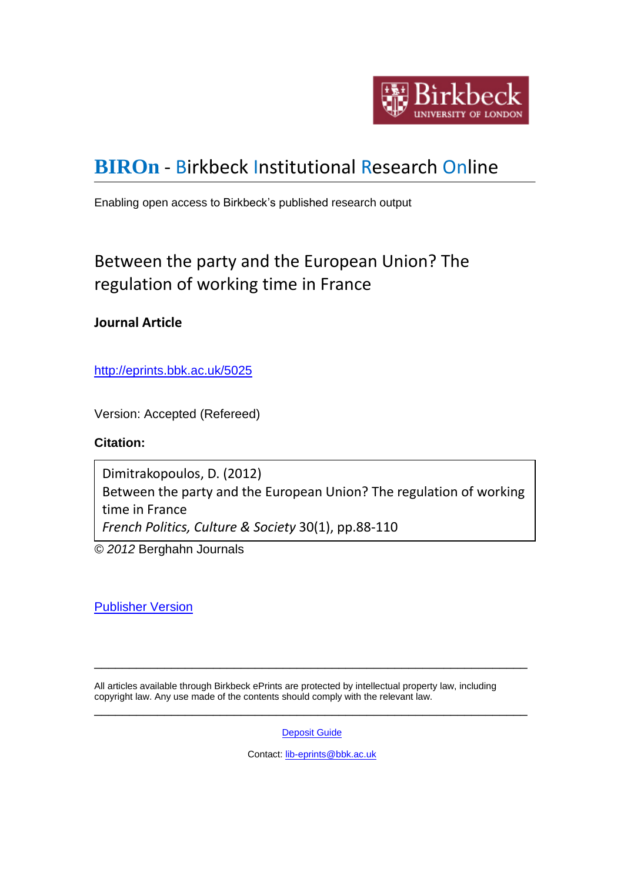# BIROn - Birkbeck Institutional Research Online

Enabling open access to Birkbeck's published research output

## Between the party and the European Union? The regulation of working time in France

**Journal Article**

http://eprints.bbk.ac.uk/5025

Version: Accepted (Refereed)

**Citation:**

| Dimitrakopoulos, D. (2012) Between the party and the European Union? The regulation of working time in France *French Politics, Culture & Society* 30(1), pp.88-110 |
|---|

© *2012* Berghahn Journals

Publisher Version

---

All articles available through Birkbeck ePrints are protected by intellectual property law, including copyright law. Any use made of the contents should comply with the relevant law.

---

Deposit Guide

Contact: lib-eprints@bbk.ac.uk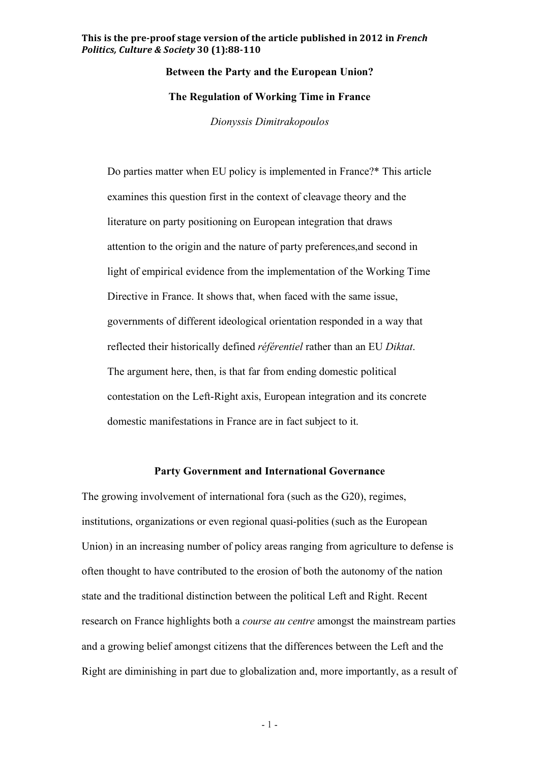This is the pre-proof stage version of the article published in 2012 in *French Politics, Culture & Society* 30 (1):88-110

**Between the Party and the European Union?**

**The Regulation of Working Time in France**

*Dionyssis Dimitrakopoulos*

> Do parties matter when EU policy is implemented in France?* This article examines this question first in the context of cleavage theory and the literature on party positioning on European integration that draws attention to the origin and the nature of party preferences,and second in light of empirical evidence from the implementation of the Working Time Directive in France. It shows that, when faced with the same issue, governments of different ideological orientation responded in a way that reflected their historically defined *référentiel* rather than an EU *Diktat*. The argument here, then, is that far from ending domestic political contestation on the Left-Right axis, European integration and its concrete domestic manifestations in France are in fact subject to it.

## Party Government and International Governance

The growing involvement of international fora (such as the G20), regimes, institutions, organizations or even regional quasi-polities (such as the European Union) in an increasing number of policy areas ranging from agriculture to defense is often thought to have contributed to the erosion of both the autonomy of the nation state and the traditional distinction between the political Left and Right. Recent research on France highlights both a *course au centre* amongst the mainstream parties and a growing belief amongst citizens that the differences between the Left and the Right are diminishing in part due to globalization and, more importantly, as a result of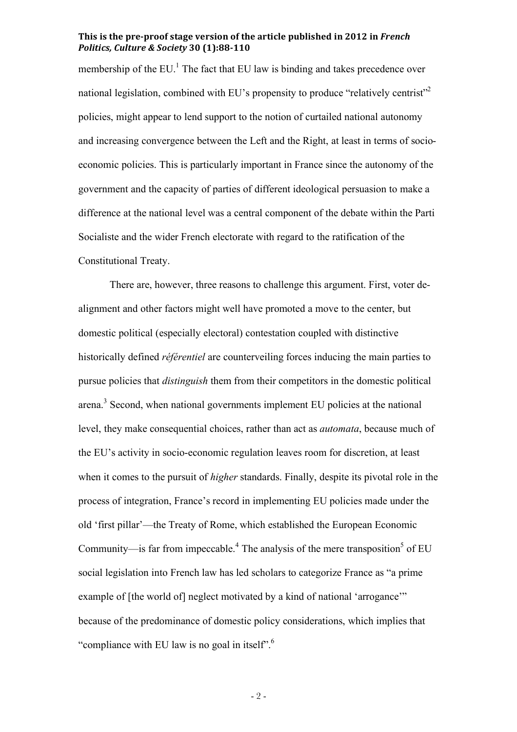membership of the EU.[1] The fact that EU law is binding and takes precedence over national legislation, combined with EU's propensity to produce "relatively centrist"[2] policies, might appear to lend support to the notion of curtailed national autonomy and increasing convergence between the Left and the Right, at least in terms of socio-economic policies. This is particularly important in France since the autonomy of the government and the capacity of parties of different ideological persuasion to make a difference at the national level was a central component of the debate within the Parti Socialiste and the wider French electorate with regard to the ratification of the Constitutional Treaty.

There are, however, three reasons to challenge this argument. First, voter de-alignment and other factors might well have promoted a move to the center, but domestic political (especially electoral) contestation coupled with distinctive historically defined *référentiel* are counterveiling forces inducing the main parties to pursue policies that *distinguish* them from their competitors in the domestic political arena.[3] Second, when national governments implement EU policies at the national level, they make consequential choices, rather than act as *automata*, because much of the EU's activity in socio-economic regulation leaves room for discretion, at least when it comes to the pursuit of *higher* standards. Finally, despite its pivotal role in the process of integration, France's record in implementing EU policies made under the old 'first pillar'—the Treaty of Rome, which established the European Economic Community—is far from impeccable.[4] The analysis of the mere transposition[5] of EU social legislation into French law has led scholars to categorize France as "a prime example of [the world of] neglect motivated by a kind of national 'arrogance'" because of the predominance of domestic policy considerations, which implies that "compliance with EU law is no goal in itself".[6]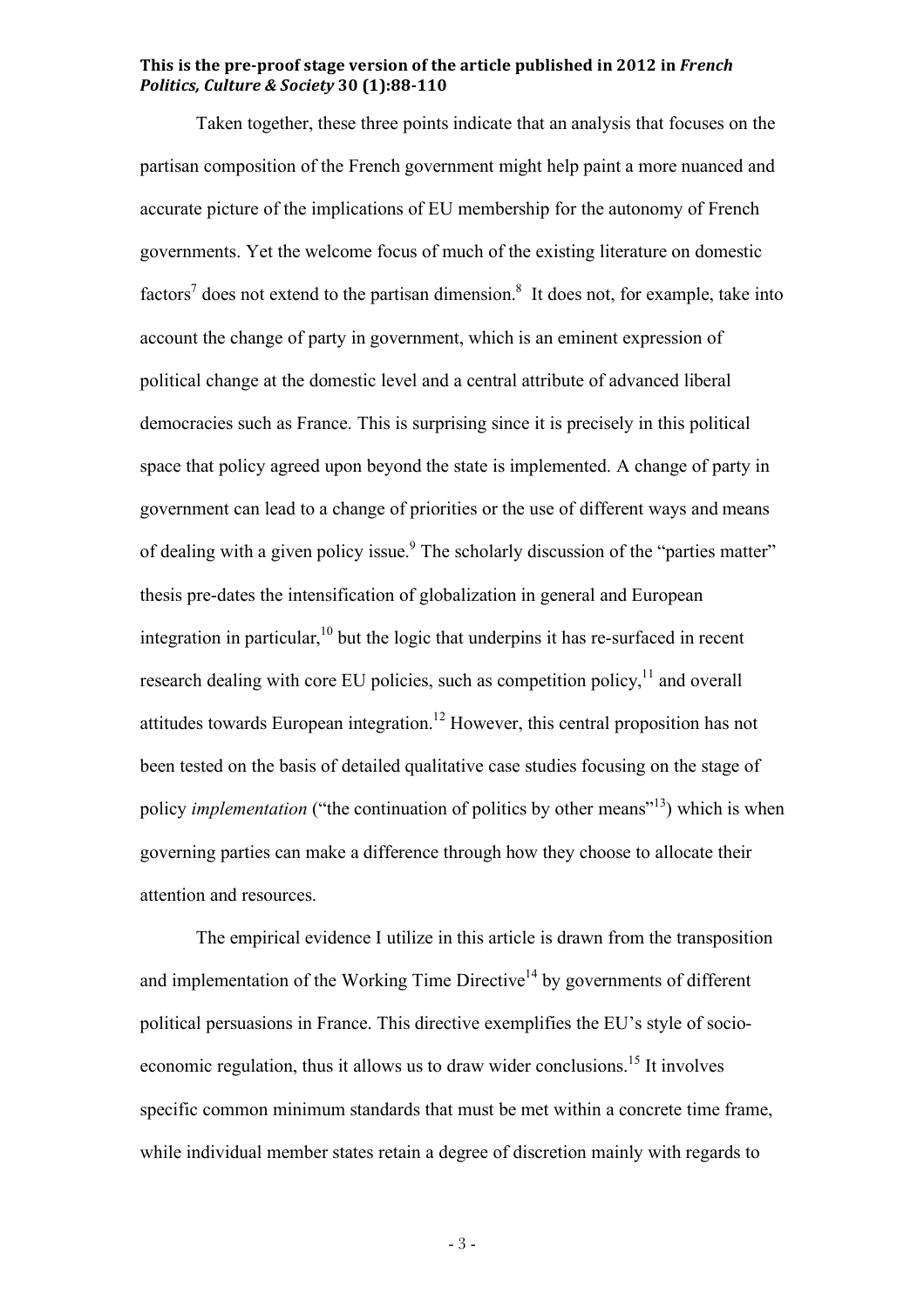Taken together, these three points indicate that an analysis that focuses on the partisan composition of the French government might help paint a more nuanced and accurate picture of the implications of EU membership for the autonomy of French governments. Yet the welcome focus of much of the existing literature on domestic factors[7] does not extend to the partisan dimension.[8] It does not, for example, take into account the change of party in government, which is an eminent expression of political change at the domestic level and a central attribute of advanced liberal democracies such as France. This is surprising since it is precisely in this political space that policy agreed upon beyond the state is implemented. A change of party in government can lead to a change of priorities or the use of different ways and means of dealing with a given policy issue.[9] The scholarly discussion of the "parties matter" thesis pre-dates the intensification of globalization in general and European integration in particular,[10] but the logic that underpins it has re-surfaced in recent research dealing with core EU policies, such as competition policy,[11] and overall attitudes towards European integration.[12] However, this central proposition has not been tested on the basis of detailed qualitative case studies focusing on the stage of policy *implementation* ("the continuation of politics by other means"[13]) which is when governing parties can make a difference through how they choose to allocate their attention and resources.

The empirical evidence I utilize in this article is drawn from the transposition and implementation of the Working Time Directive[14] by governments of different political persuasions in France. This directive exemplifies the EU's style of socio-economic regulation, thus it allows us to draw wider conclusions.[15] It involves specific common minimum standards that must be met within a concrete time frame, while individual member states retain a degree of discretion mainly with regards to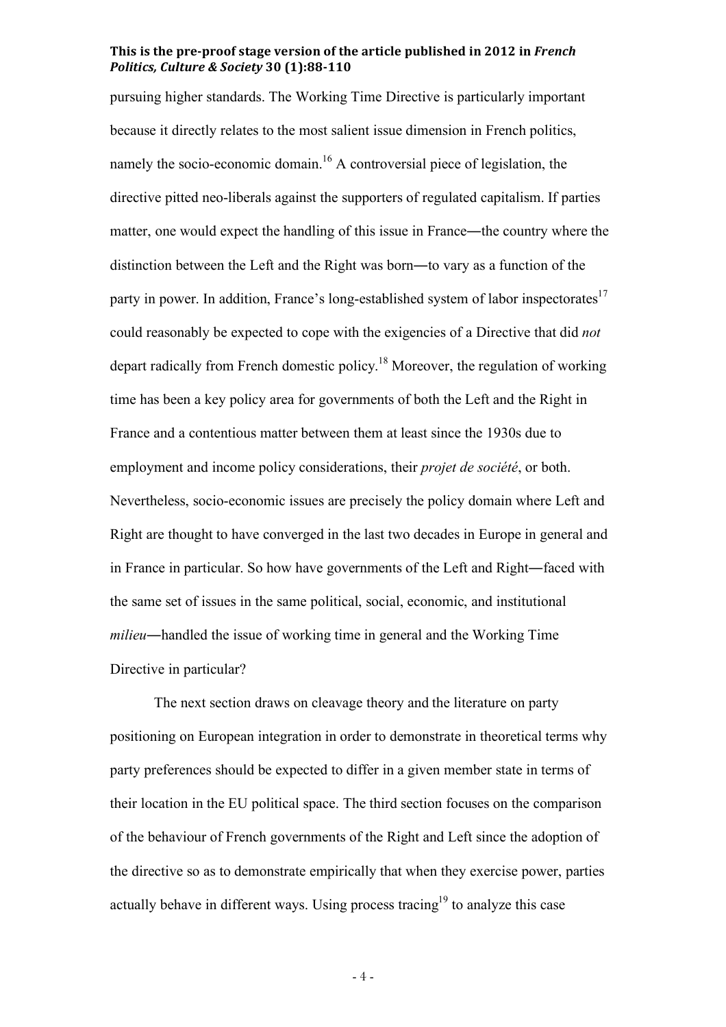pursuing higher standards. The Working Time Directive is particularly important because it directly relates to the most salient issue dimension in French politics, namely the socio-economic domain.[16] A controversial piece of legislation, the directive pitted neo-liberals against the supporters of regulated capitalism. If parties matter, one would expect the handling of this issue in France—the country where the distinction between the Left and the Right was born—to vary as a function of the party in power. In addition, France's long-established system of labor inspectorates[17] could reasonably be expected to cope with the exigencies of a Directive that did *not* depart radically from French domestic policy.[18] Moreover, the regulation of working time has been a key policy area for governments of both the Left and the Right in France and a contentious matter between them at least since the 1930s due to employment and income policy considerations, their *projet de société*, or both. Nevertheless, socio-economic issues are precisely the policy domain where Left and Right are thought to have converged in the last two decades in Europe in general and in France in particular. So how have governments of the Left and Right—faced with the same set of issues in the same political, social, economic, and institutional *milieu*—handled the issue of working time in general and the Working Time Directive in particular?

The next section draws on cleavage theory and the literature on party positioning on European integration in order to demonstrate in theoretical terms why party preferences should be expected to differ in a given member state in terms of their location in the EU political space. The third section focuses on the comparison of the behaviour of French governments of the Right and Left since the adoption of the directive so as to demonstrate empirically that when they exercise power, parties actually behave in different ways. Using process tracing[19] to analyze this case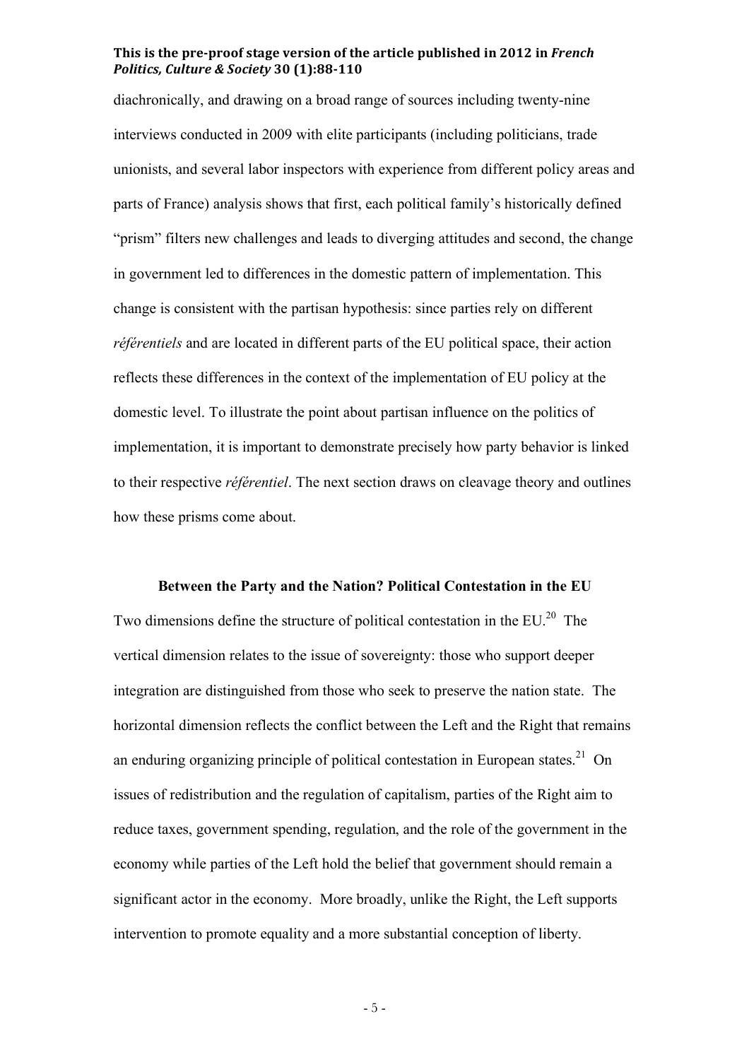diachronically, and drawing on a broad range of sources including twenty-nine interviews conducted in 2009 with elite participants (including politicians, trade unionists, and several labor inspectors with experience from different policy areas and parts of France) analysis shows that first, each political family's historically defined "prism" filters new challenges and leads to diverging attitudes and second, the change in government led to differences in the domestic pattern of implementation. This change is consistent with the partisan hypothesis: since parties rely on different *référentiels* and are located in different parts of the EU political space, their action reflects these differences in the context of the implementation of EU policy at the domestic level. To illustrate the point about partisan influence on the politics of implementation, it is important to demonstrate precisely how party behavior is linked to their respective *référentiel*. The next section draws on cleavage theory and outlines how these prisms come about.

## Between the Party and the Nation? Political Contestation in the EU

Two dimensions define the structure of political contestation in the EU.[20] The vertical dimension relates to the issue of sovereignty: those who support deeper integration are distinguished from those who seek to preserve the nation state. The horizontal dimension reflects the conflict between the Left and the Right that remains an enduring organizing principle of political contestation in European states.[21] On issues of redistribution and the regulation of capitalism, parties of the Right aim to reduce taxes, government spending, regulation, and the role of the government in the economy while parties of the Left hold the belief that government should remain a significant actor in the economy. More broadly, unlike the Right, the Left supports intervention to promote equality and a more substantial conception of liberty.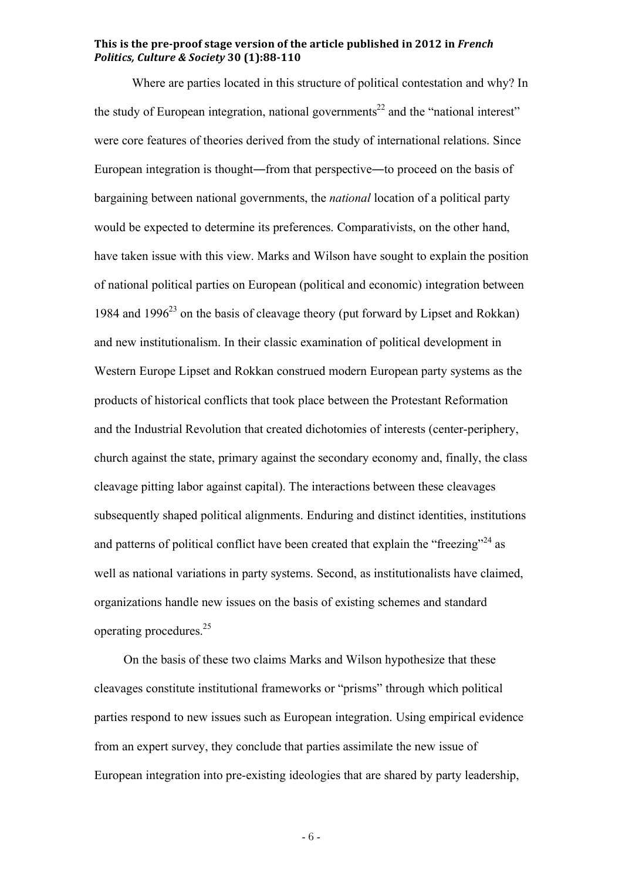Where are parties located in this structure of political contestation and why? In the study of European integration, national governments[22] and the "national interest" were core features of theories derived from the study of international relations. Since European integration is thought—from that perspective—to proceed on the basis of bargaining between national governments, the *national* location of a political party would be expected to determine its preferences. Comparativists, on the other hand, have taken issue with this view. Marks and Wilson have sought to explain the position of national political parties on European (political and economic) integration between 1984 and 1996[23] on the basis of cleavage theory (put forward by Lipset and Rokkan) and new institutionalism. In their classic examination of political development in Western Europe Lipset and Rokkan construed modern European party systems as the products of historical conflicts that took place between the Protestant Reformation and the Industrial Revolution that created dichotomies of interests (center-periphery, church against the state, primary against the secondary economy and, finally, the class cleavage pitting labor against capital). The interactions between these cleavages subsequently shaped political alignments. Enduring and distinct identities, institutions and patterns of political conflict have been created that explain the "freezing"[24] as well as national variations in party systems. Second, as institutionalists have claimed, organizations handle new issues on the basis of existing schemes and standard operating procedures.[25]

On the basis of these two claims Marks and Wilson hypothesize that these cleavages constitute institutional frameworks or "prisms" through which political parties respond to new issues such as European integration. Using empirical evidence from an expert survey, they conclude that parties assimilate the new issue of European integration into pre-existing ideologies that are shared by party leadership,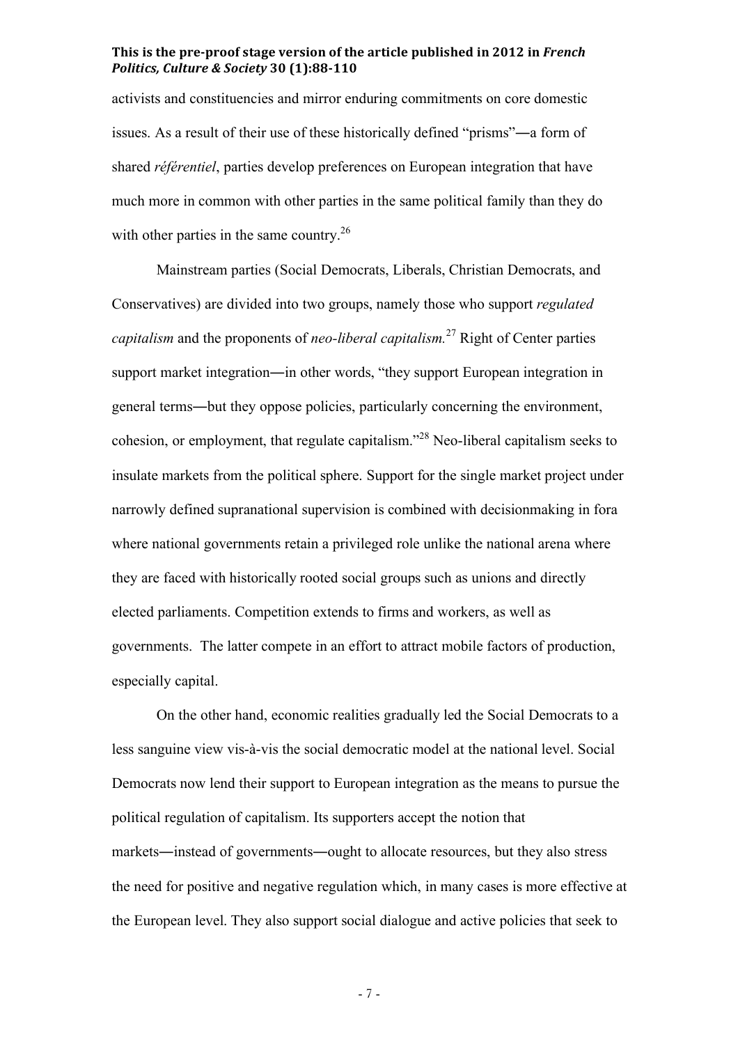activists and constituencies and mirror enduring commitments on core domestic issues. As a result of their use of these historically defined "prisms"―a form of shared *référentiel*, parties develop preferences on European integration that have much more in common with other parties in the same political family than they do with other parties in the same country.[26]

Mainstream parties (Social Democrats, Liberals, Christian Democrats, and Conservatives) are divided into two groups, namely those who support *regulated capitalism* and the proponents of *neo-liberal capitalism.*[27] Right of Center parties support market integration―in other words, "they support European integration in general terms―but they oppose policies, particularly concerning the environment, cohesion, or employment, that regulate capitalism."[28] Neo-liberal capitalism seeks to insulate markets from the political sphere. Support for the single market project under narrowly defined supranational supervision is combined with decisionmaking in fora where national governments retain a privileged role unlike the national arena where they are faced with historically rooted social groups such as unions and directly elected parliaments. Competition extends to firms and workers, as well as governments. The latter compete in an effort to attract mobile factors of production, especially capital.

On the other hand, economic realities gradually led the Social Democrats to a less sanguine view vis-à-vis the social democratic model at the national level. Social Democrats now lend their support to European integration as the means to pursue the political regulation of capitalism. Its supporters accept the notion that markets―instead of governments―ought to allocate resources, but they also stress the need for positive and negative regulation which, in many cases is more effective at the European level. They also support social dialogue and active policies that seek to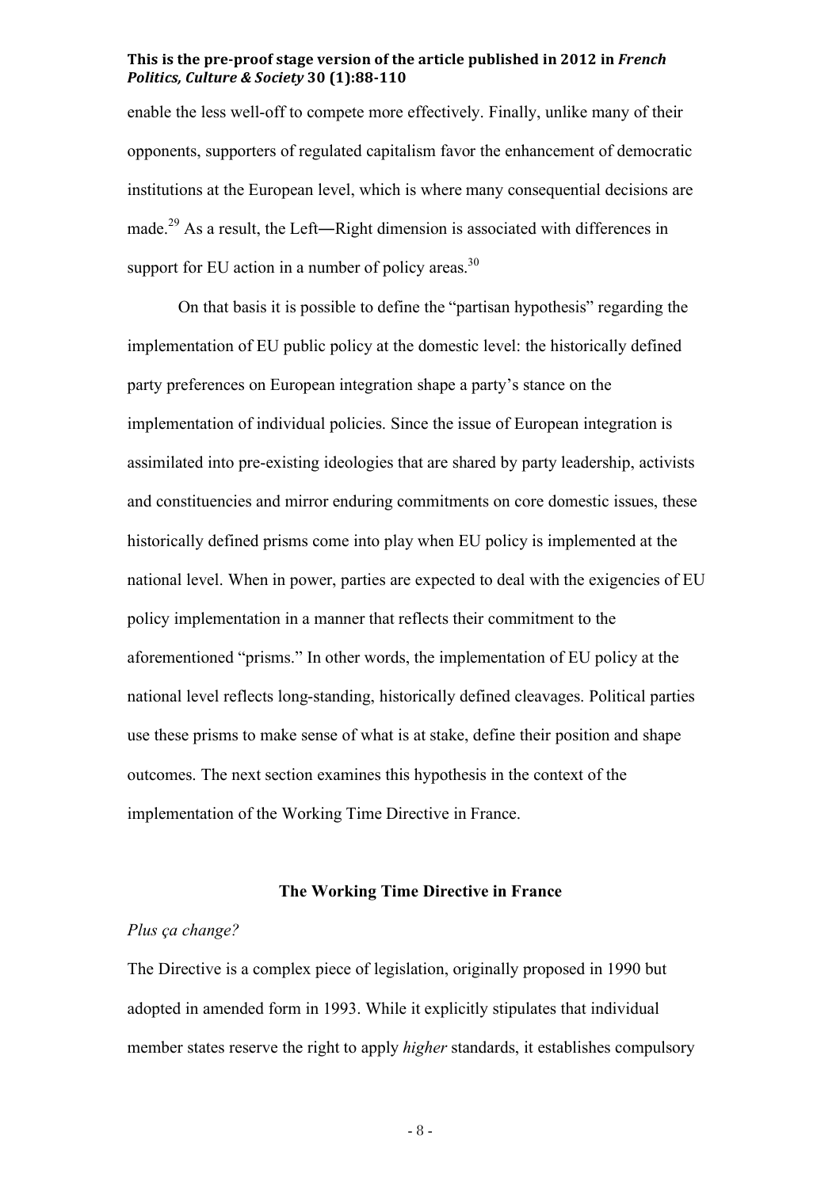enable the less well-off to compete more effectively. Finally, unlike many of their opponents, supporters of regulated capitalism favor the enhancement of democratic institutions at the European level, which is where many consequential decisions are made.[29] As a result, the Left―Right dimension is associated with differences in support for EU action in a number of policy areas.[30]

On that basis it is possible to define the "partisan hypothesis" regarding the implementation of EU public policy at the domestic level: the historically defined party preferences on European integration shape a party's stance on the implementation of individual policies. Since the issue of European integration is assimilated into pre-existing ideologies that are shared by party leadership, activists and constituencies and mirror enduring commitments on core domestic issues, these historically defined prisms come into play when EU policy is implemented at the national level. When in power, parties are expected to deal with the exigencies of EU policy implementation in a manner that reflects their commitment to the aforementioned "prisms." In other words, the implementation of EU policy at the national level reflects long-standing, historically defined cleavages. Political parties use these prisms to make sense of what is at stake, define their position and shape outcomes. The next section examines this hypothesis in the context of the implementation of the Working Time Directive in France.

## The Working Time Directive in France

### *Plus ça change?*

The Directive is a complex piece of legislation, originally proposed in 1990 but adopted in amended form in 1993. While it explicitly stipulates that individual member states reserve the right to apply *higher* standards, it establishes compulsory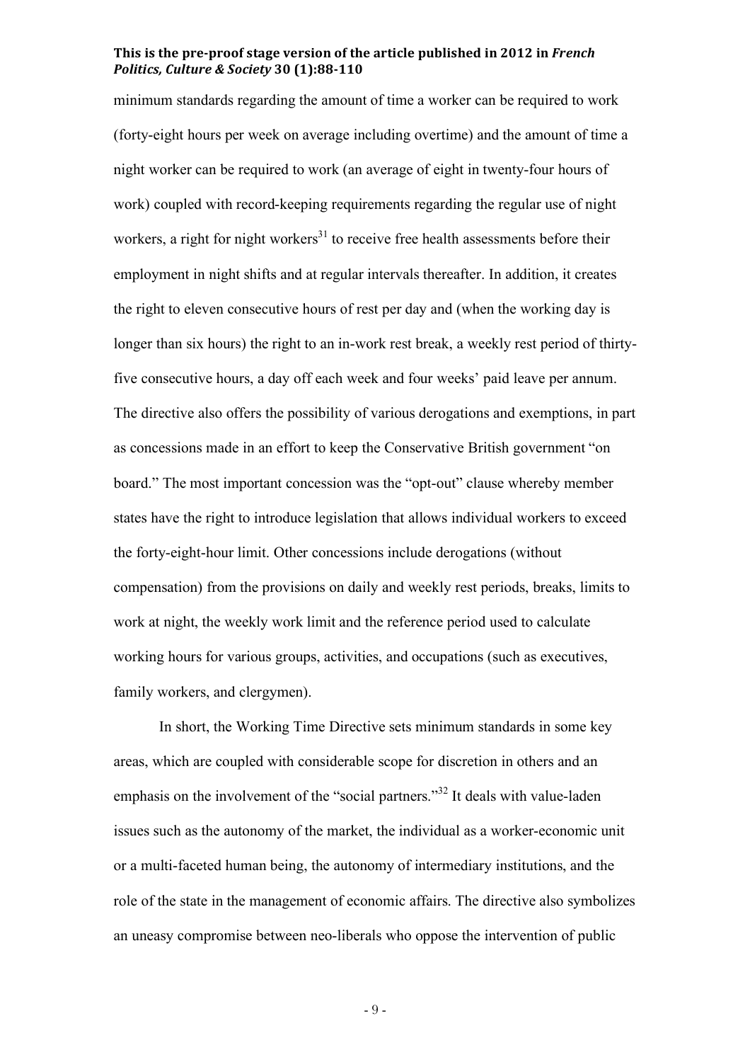minimum standards regarding the amount of time a worker can be required to work (forty-eight hours per week on average including overtime) and the amount of time a night worker can be required to work (an average of eight in twenty-four hours of work) coupled with record-keeping requirements regarding the regular use of night workers, a right for night workers[31] to receive free health assessments before their employment in night shifts and at regular intervals thereafter. In addition, it creates the right to eleven consecutive hours of rest per day and (when the working day is longer than six hours) the right to an in-work rest break, a weekly rest period of thirty-five consecutive hours, a day off each week and four weeks' paid leave per annum. The directive also offers the possibility of various derogations and exemptions, in part as concessions made in an effort to keep the Conservative British government "on board." The most important concession was the "opt-out" clause whereby member states have the right to introduce legislation that allows individual workers to exceed the forty-eight-hour limit. Other concessions include derogations (without compensation) from the provisions on daily and weekly rest periods, breaks, limits to work at night, the weekly work limit and the reference period used to calculate working hours for various groups, activities, and occupations (such as executives, family workers, and clergymen).

In short, the Working Time Directive sets minimum standards in some key areas, which are coupled with considerable scope for discretion in others and an emphasis on the involvement of the "social partners."[32] It deals with value-laden issues such as the autonomy of the market, the individual as a worker-economic unit or a multi-faceted human being, the autonomy of intermediary institutions, and the role of the state in the management of economic affairs. The directive also symbolizes an uneasy compromise between neo-liberals who oppose the intervention of public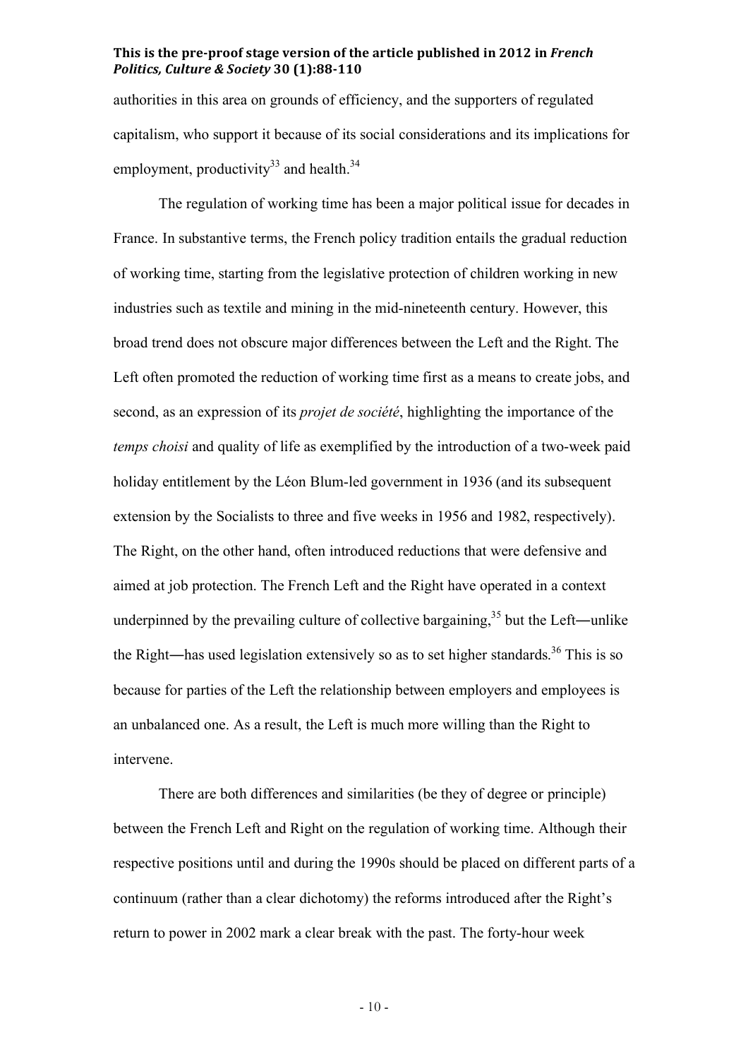authorities in this area on grounds of efficiency, and the supporters of regulated capitalism, who support it because of its social considerations and its implications for employment, productivity[33] and health.[34]

The regulation of working time has been a major political issue for decades in France. In substantive terms, the French policy tradition entails the gradual reduction of working time, starting from the legislative protection of children working in new industries such as textile and mining in the mid-nineteenth century. However, this broad trend does not obscure major differences between the Left and the Right. The Left often promoted the reduction of working time first as a means to create jobs, and second, as an expression of its *projet de société*, highlighting the importance of the *temps choisi* and quality of life as exemplified by the introduction of a two-week paid holiday entitlement by the Léon Blum-led government in 1936 (and its subsequent extension by the Socialists to three and five weeks in 1956 and 1982, respectively). The Right, on the other hand, often introduced reductions that were defensive and aimed at job protection. The French Left and the Right have operated in a context underpinned by the prevailing culture of collective bargaining,[35] but the Left—unlike the Right—has used legislation extensively so as to set higher standards.[36] This is so because for parties of the Left the relationship between employers and employees is an unbalanced one. As a result, the Left is much more willing than the Right to intervene.

There are both differences and similarities (be they of degree or principle) between the French Left and Right on the regulation of working time. Although their respective positions until and during the 1990s should be placed on different parts of a continuum (rather than a clear dichotomy) the reforms introduced after the Right's return to power in 2002 mark a clear break with the past. The forty-hour week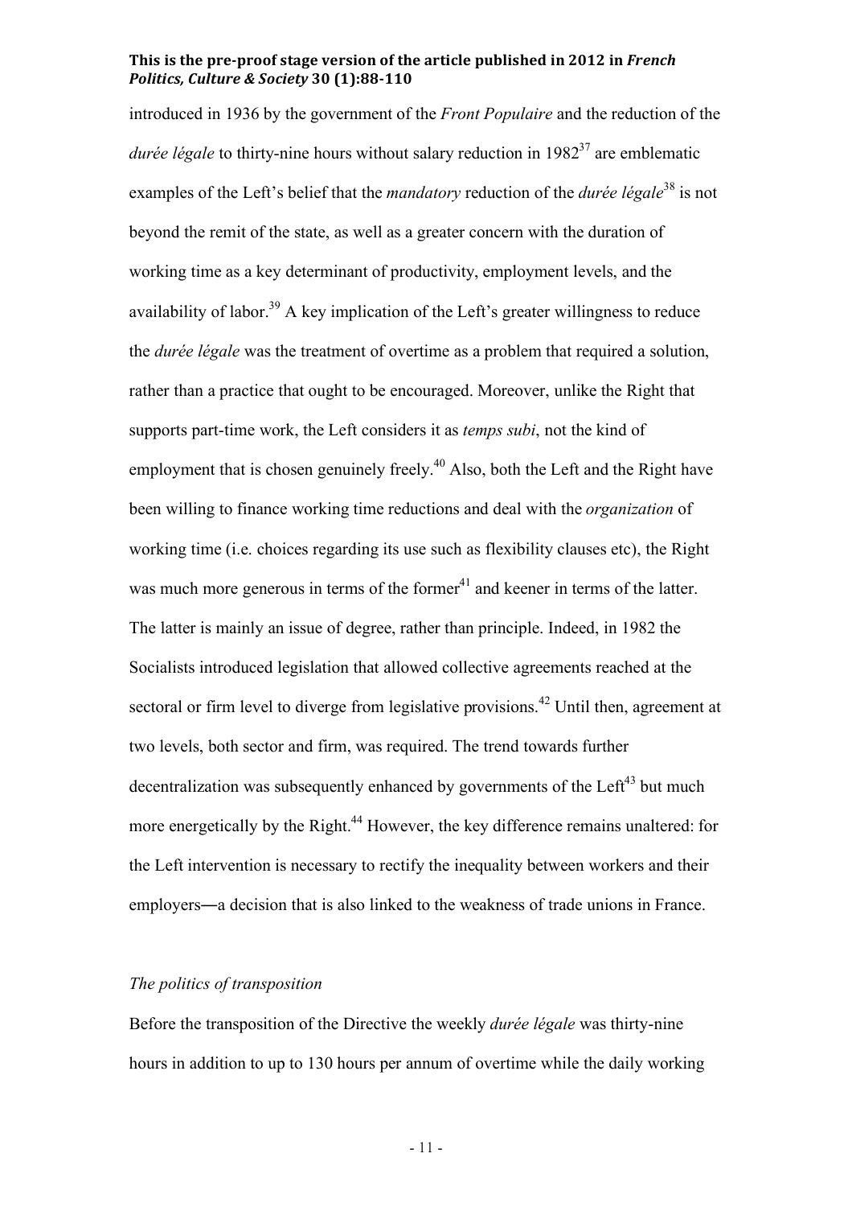introduced in 1936 by the government of the *Front Populaire* and the reduction of the *durée légale* to thirty-nine hours without salary reduction in 1982[37] are emblematic examples of the Left's belief that the *mandatory* reduction of the *durée légale*[38] is not beyond the remit of the state, as well as a greater concern with the duration of working time as a key determinant of productivity, employment levels, and the availability of labor.[39] A key implication of the Left's greater willingness to reduce the *durée légale* was the treatment of overtime as a problem that required a solution, rather than a practice that ought to be encouraged. Moreover, unlike the Right that supports part-time work, the Left considers it as *temps subi*, not the kind of employment that is chosen genuinely freely.[40] Also, both the Left and the Right have been willing to finance working time reductions and deal with the *organization* of working time (i.e. choices regarding its use such as flexibility clauses etc), the Right was much more generous in terms of the former[41] and keener in terms of the latter. The latter is mainly an issue of degree, rather than principle. Indeed, in 1982 the Socialists introduced legislation that allowed collective agreements reached at the sectoral or firm level to diverge from legislative provisions.[42] Until then, agreement at two levels, both sector and firm, was required. The trend towards further decentralization was subsequently enhanced by governments of the Left[43] but much more energetically by the Right.[44] However, the key difference remains unaltered: for the Left intervention is necessary to rectify the inequality between workers and their employers―a decision that is also linked to the weakness of trade unions in France.

*The politics of transposition*

Before the transposition of the Directive the weekly *durée légale* was thirty-nine hours in addition to up to 130 hours per annum of overtime while the daily working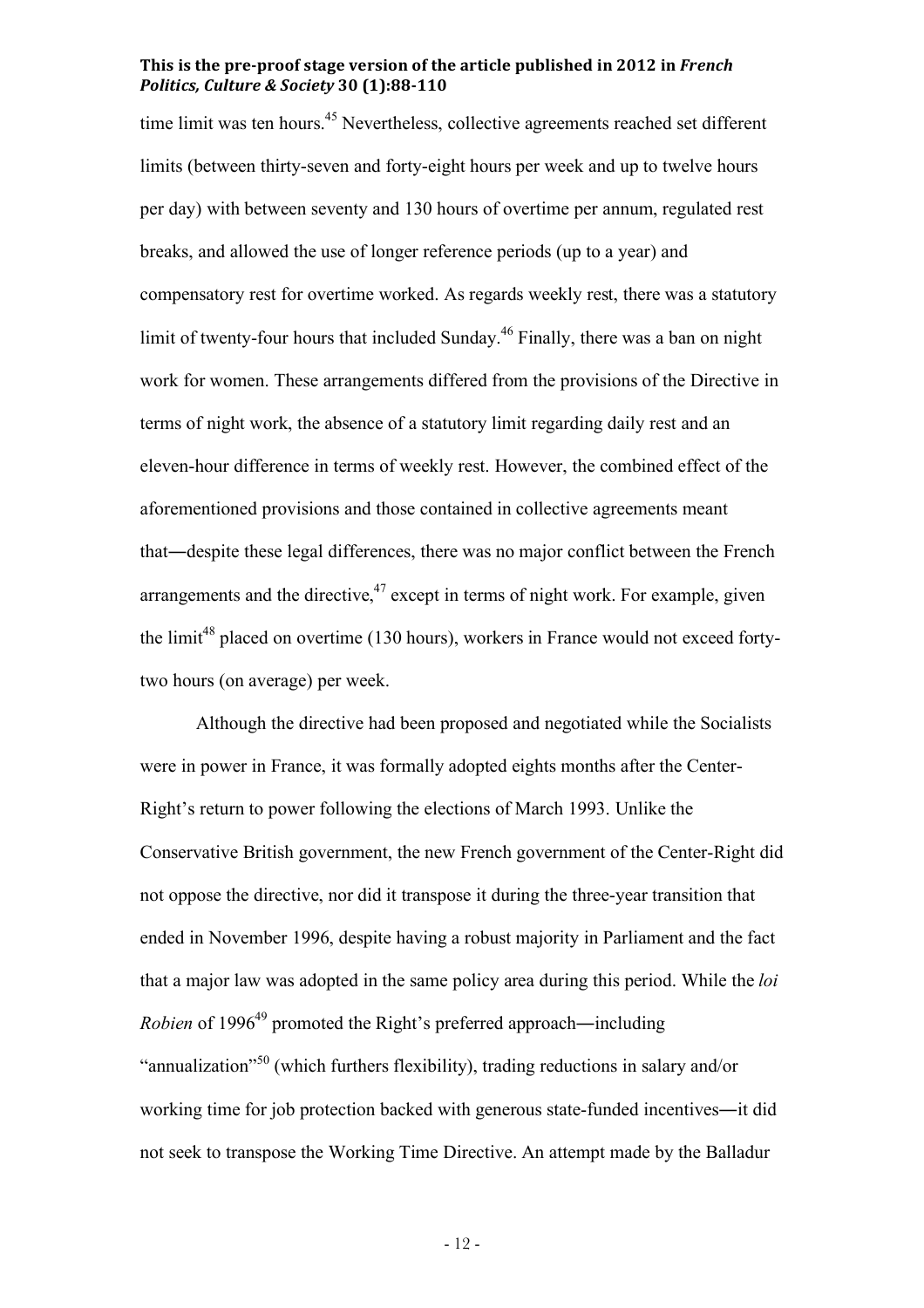time limit was ten hours.[45] Nevertheless, collective agreements reached set different limits (between thirty-seven and forty-eight hours per week and up to twelve hours per day) with between seventy and 130 hours of overtime per annum, regulated rest breaks, and allowed the use of longer reference periods (up to a year) and compensatory rest for overtime worked. As regards weekly rest, there was a statutory limit of twenty-four hours that included Sunday.[46] Finally, there was a ban on night work for women. These arrangements differed from the provisions of the Directive in terms of night work, the absence of a statutory limit regarding daily rest and an eleven-hour difference in terms of weekly rest. However, the combined effect of the aforementioned provisions and those contained in collective agreements meant that―despite these legal differences, there was no major conflict between the French arrangements and the directive,[47] except in terms of night work. For example, given the limit[48] placed on overtime (130 hours), workers in France would not exceed forty-two hours (on average) per week.

Although the directive had been proposed and negotiated while the Socialists were in power in France, it was formally adopted eights months after the Center-Right's return to power following the elections of March 1993. Unlike the Conservative British government, the new French government of the Center-Right did not oppose the directive, nor did it transpose it during the three-year transition that ended in November 1996, despite having a robust majority in Parliament and the fact that a major law was adopted in the same policy area during this period. While the *loi Robien* of 1996[49] promoted the Right's preferred approach―including "annualization"[50] (which furthers flexibility), trading reductions in salary and/or working time for job protection backed with generous state-funded incentives―it did not seek to transpose the Working Time Directive. An attempt made by the Balladur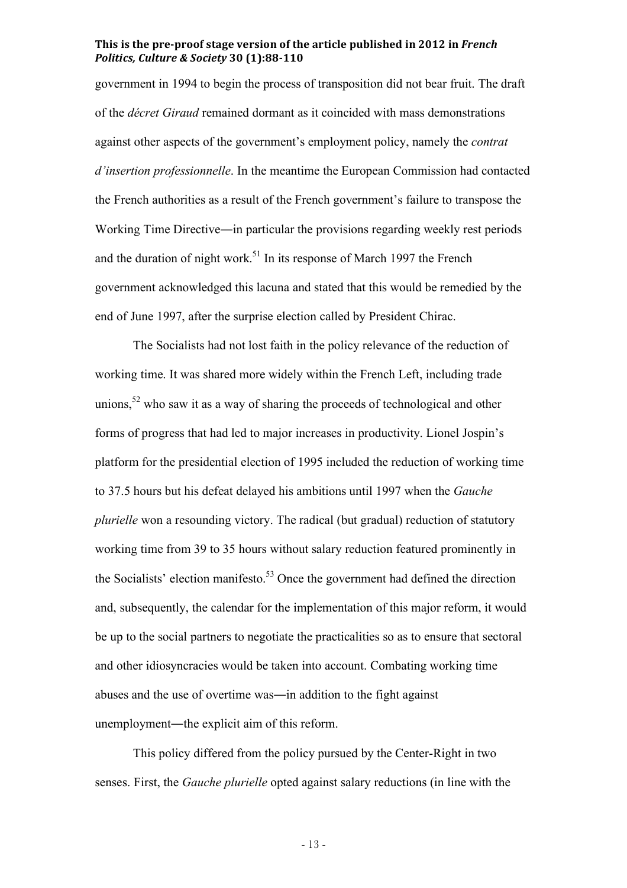government in 1994 to begin the process of transposition did not bear fruit. The draft of the *décret Giraud* remained dormant as it coincided with mass demonstrations against other aspects of the government's employment policy, namely the *contrat d'insertion professionnelle*. In the meantime the European Commission had contacted the French authorities as a result of the French government's failure to transpose the Working Time Directive―in particular the provisions regarding weekly rest periods and the duration of night work.[51] In its response of March 1997 the French government acknowledged this lacuna and stated that this would be remedied by the end of June 1997, after the surprise election called by President Chirac.

The Socialists had not lost faith in the policy relevance of the reduction of working time. It was shared more widely within the French Left, including trade unions,[52] who saw it as a way of sharing the proceeds of technological and other forms of progress that had led to major increases in productivity. Lionel Jospin's platform for the presidential election of 1995 included the reduction of working time to 37.5 hours but his defeat delayed his ambitions until 1997 when the *Gauche plurielle* won a resounding victory. The radical (but gradual) reduction of statutory working time from 39 to 35 hours without salary reduction featured prominently in the Socialists' election manifesto.[53] Once the government had defined the direction and, subsequently, the calendar for the implementation of this major reform, it would be up to the social partners to negotiate the practicalities so as to ensure that sectoral and other idiosyncracies would be taken into account. Combating working time abuses and the use of overtime was―in addition to the fight against unemployment―the explicit aim of this reform.

This policy differed from the policy pursued by the Center-Right in two senses. First, the *Gauche plurielle* opted against salary reductions (in line with the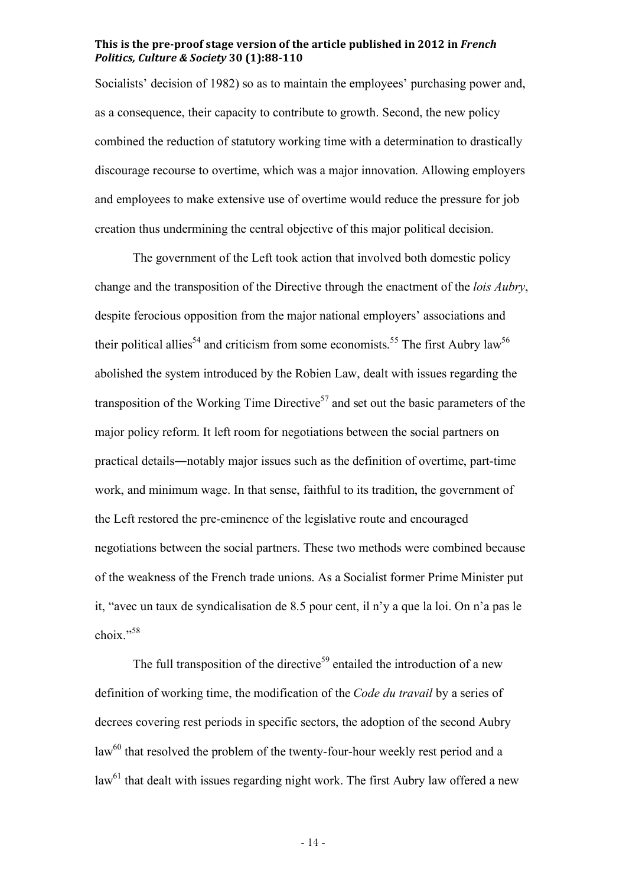Socialists' decision of 1982) so as to maintain the employees' purchasing power and, as a consequence, their capacity to contribute to growth. Second, the new policy combined the reduction of statutory working time with a determination to drastically discourage recourse to overtime, which was a major innovation. Allowing employers and employees to make extensive use of overtime would reduce the pressure for job creation thus undermining the central objective of this major political decision.

The government of the Left took action that involved both domestic policy change and the transposition of the Directive through the enactment of the *lois Aubry*, despite ferocious opposition from the major national employers' associations and their political allies[54] and criticism from some economists.[55] The first Aubry law[56] abolished the system introduced by the Robien Law, dealt with issues regarding the transposition of the Working Time Directive[57] and set out the basic parameters of the major policy reform. It left room for negotiations between the social partners on practical details—notably major issues such as the definition of overtime, part-time work, and minimum wage. In that sense, faithful to its tradition, the government of the Left restored the pre-eminence of the legislative route and encouraged negotiations between the social partners. These two methods were combined because of the weakness of the French trade unions. As a Socialist former Prime Minister put it, "avec un taux de syndicalisation de 8.5 pour cent, il n'y a que la loi. On n'a pas le choix."[58]

The full transposition of the directive[59] entailed the introduction of a new definition of working time, the modification of the *Code du travail* by a series of decrees covering rest periods in specific sectors, the adoption of the second Aubry law[60] that resolved the problem of the twenty-four-hour weekly rest period and a law[61] that dealt with issues regarding night work. The first Aubry law offered a new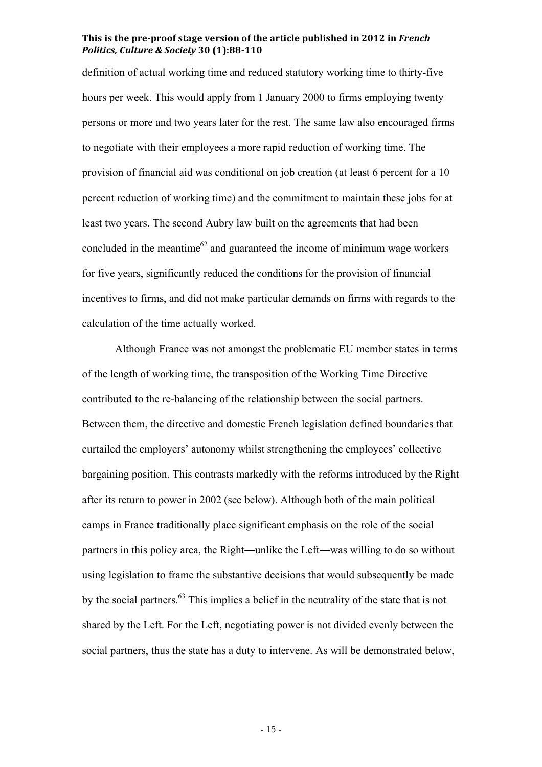definition of actual working time and reduced statutory working time to thirty-five hours per week. This would apply from 1 January 2000 to firms employing twenty persons or more and two years later for the rest. The same law also encouraged firms to negotiate with their employees a more rapid reduction of working time. The provision of financial aid was conditional on job creation (at least 6 percent for a 10 percent reduction of working time) and the commitment to maintain these jobs for at least two years. The second Aubry law built on the agreements that had been concluded in the meantime[62] and guaranteed the income of minimum wage workers for five years, significantly reduced the conditions for the provision of financial incentives to firms, and did not make particular demands on firms with regards to the calculation of the time actually worked.

Although France was not amongst the problematic EU member states in terms of the length of working time, the transposition of the Working Time Directive contributed to the re-balancing of the relationship between the social partners. Between them, the directive and domestic French legislation defined boundaries that curtailed the employers' autonomy whilst strengthening the employees' collective bargaining position. This contrasts markedly with the reforms introduced by the Right after its return to power in 2002 (see below). Although both of the main political camps in France traditionally place significant emphasis on the role of the social partners in this policy area, the Right—unlike the Left—was willing to do so without using legislation to frame the substantive decisions that would subsequently be made by the social partners.[63] This implies a belief in the neutrality of the state that is not shared by the Left. For the Left, negotiating power is not divided evenly between the social partners, thus the state has a duty to intervene. As will be demonstrated below,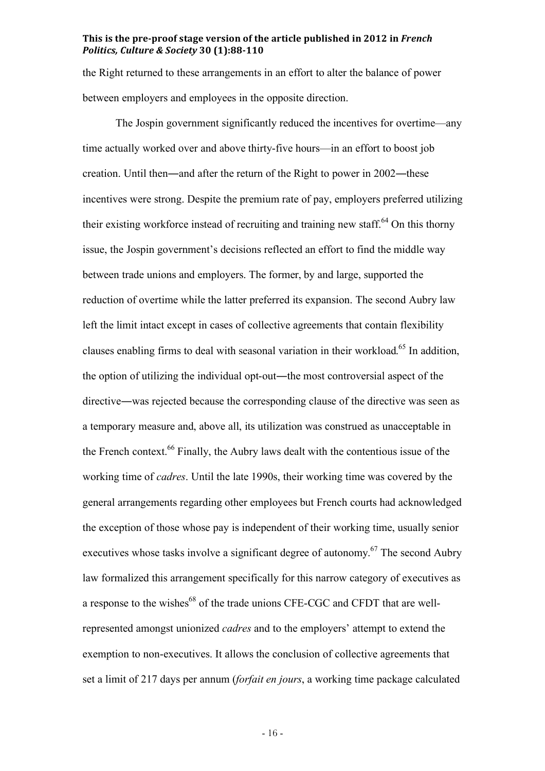the Right returned to these arrangements in an effort to alter the balance of power between employers and employees in the opposite direction.

The Jospin government significantly reduced the incentives for overtime—any time actually worked over and above thirty-five hours—in an effort to boost job creation. Until then—and after the return of the Right to power in 2002—these incentives were strong. Despite the premium rate of pay, employers preferred utilizing their existing workforce instead of recruiting and training new staff.[64] On this thorny issue, the Jospin government's decisions reflected an effort to find the middle way between trade unions and employers. The former, by and large, supported the reduction of overtime while the latter preferred its expansion. The second Aubry law left the limit intact except in cases of collective agreements that contain flexibility clauses enabling firms to deal with seasonal variation in their workload.[65] In addition, the option of utilizing the individual opt-out—the most controversial aspect of the directive—was rejected because the corresponding clause of the directive was seen as a temporary measure and, above all, its utilization was construed as unacceptable in the French context.[66] Finally, the Aubry laws dealt with the contentious issue of the working time of *cadres*. Until the late 1990s, their working time was covered by the general arrangements regarding other employees but French courts had acknowledged the exception of those whose pay is independent of their working time, usually senior executives whose tasks involve a significant degree of autonomy.[67] The second Aubry law formalized this arrangement specifically for this narrow category of executives as a response to the wishes[68] of the trade unions CFE-CGC and CFDT that are well-represented amongst unionized *cadres* and to the employers' attempt to extend the exemption to non-executives. It allows the conclusion of collective agreements that set a limit of 217 days per annum (*forfait en jours*, a working time package calculated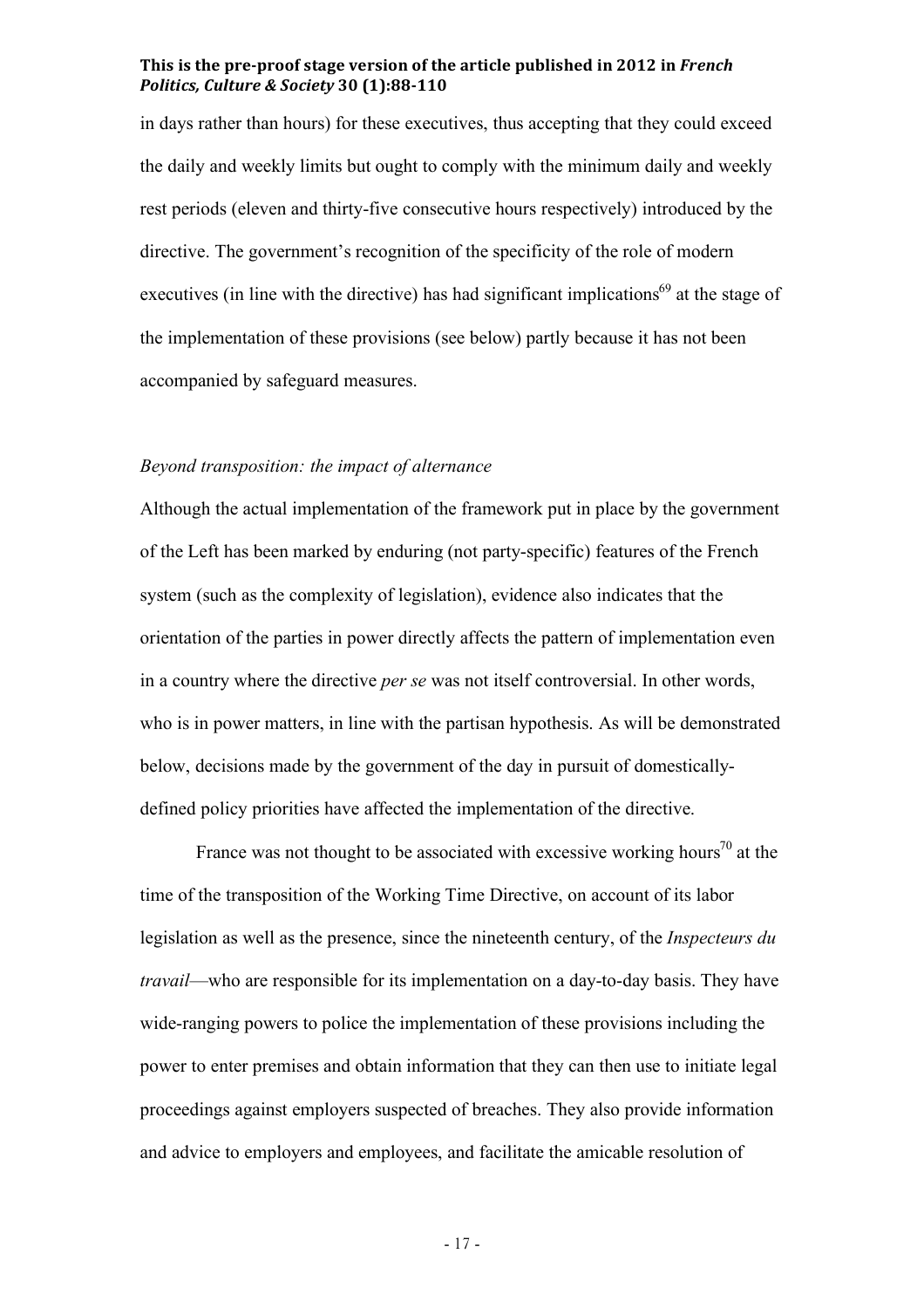in days rather than hours) for these executives, thus accepting that they could exceed the daily and weekly limits but ought to comply with the minimum daily and weekly rest periods (eleven and thirty-five consecutive hours respectively) introduced by the directive. The government's recognition of the specificity of the role of modern executives (in line with the directive) has had significant implications[69] at the stage of the implementation of these provisions (see below) partly because it has not been accompanied by safeguard measures.

*Beyond transposition: the impact of alternance*

Although the actual implementation of the framework put in place by the government of the Left has been marked by enduring (not party-specific) features of the French system (such as the complexity of legislation), evidence also indicates that the orientation of the parties in power directly affects the pattern of implementation even in a country where the directive *per se* was not itself controversial. In other words, who is in power matters, in line with the partisan hypothesis. As will be demonstrated below, decisions made by the government of the day in pursuit of domestically-defined policy priorities have affected the implementation of the directive.

France was not thought to be associated with excessive working hours[70] at the time of the transposition of the Working Time Directive, on account of its labor legislation as well as the presence, since the nineteenth century, of the *Inspecteurs du travail*—who are responsible for its implementation on a day-to-day basis. They have wide-ranging powers to police the implementation of these provisions including the power to enter premises and obtain information that they can then use to initiate legal proceedings against employers suspected of breaches. They also provide information and advice to employers and employees, and facilitate the amicable resolution of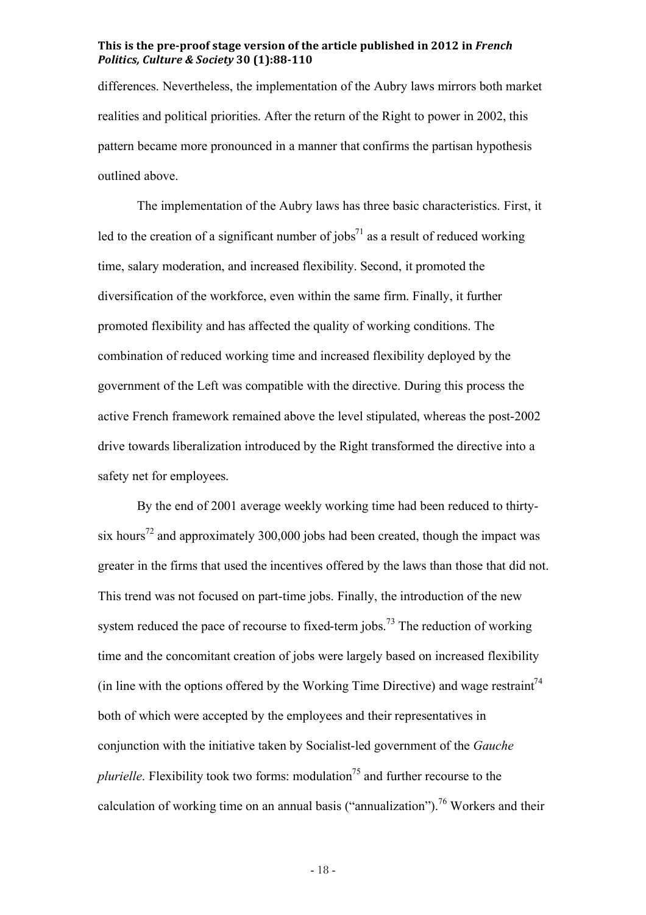differences. Nevertheless, the implementation of the Aubry laws mirrors both market realities and political priorities. After the return of the Right to power in 2002, this pattern became more pronounced in a manner that confirms the partisan hypothesis outlined above.

The implementation of the Aubry laws has three basic characteristics. First, it led to the creation of a significant number of jobs[71] as a result of reduced working time, salary moderation, and increased flexibility. Second, it promoted the diversification of the workforce, even within the same firm. Finally, it further promoted flexibility and has affected the quality of working conditions. The combination of reduced working time and increased flexibility deployed by the government of the Left was compatible with the directive. During this process the active French framework remained above the level stipulated, whereas the post-2002 drive towards liberalization introduced by the Right transformed the directive into a safety net for employees.

By the end of 2001 average weekly working time had been reduced to thirty-six hours[72] and approximately 300,000 jobs had been created, though the impact was greater in the firms that used the incentives offered by the laws than those that did not. This trend was not focused on part-time jobs. Finally, the introduction of the new system reduced the pace of recourse to fixed-term jobs.[73] The reduction of working time and the concomitant creation of jobs were largely based on increased flexibility (in line with the options offered by the Working Time Directive) and wage restraint[74] both of which were accepted by the employees and their representatives in conjunction with the initiative taken by Socialist-led government of the *Gauche plurielle*. Flexibility took two forms: modulation[75] and further recourse to the calculation of working time on an annual basis ("annualization").[76] Workers and their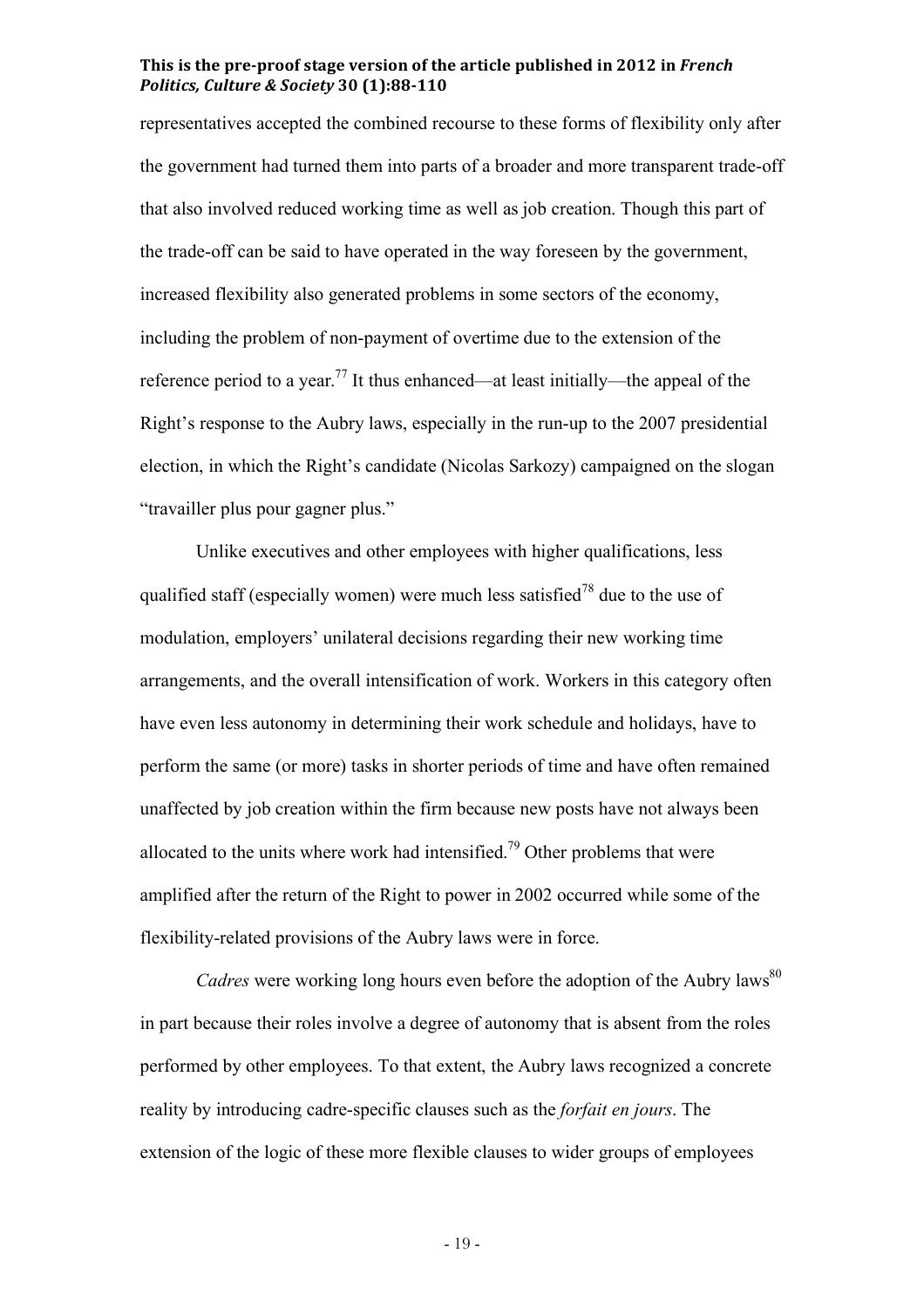representatives accepted the combined recourse to these forms of flexibility only after the government had turned them into parts of a broader and more transparent trade-off that also involved reduced working time as well as job creation. Though this part of the trade-off can be said to have operated in the way foreseen by the government, increased flexibility also generated problems in some sectors of the economy, including the problem of non-payment of overtime due to the extension of the reference period to a year.[77] It thus enhanced—at least initially—the appeal of the Right's response to the Aubry laws, especially in the run-up to the 2007 presidential election, in which the Right's candidate (Nicolas Sarkozy) campaigned on the slogan "travailler plus pour gagner plus."

Unlike executives and other employees with higher qualifications, less qualified staff (especially women) were much less satisfied[78] due to the use of modulation, employers' unilateral decisions regarding their new working time arrangements, and the overall intensification of work. Workers in this category often have even less autonomy in determining their work schedule and holidays, have to perform the same (or more) tasks in shorter periods of time and have often remained unaffected by job creation within the firm because new posts have not always been allocated to the units where work had intensified.[79] Other problems that were amplified after the return of the Right to power in 2002 occurred while some of the flexibility-related provisions of the Aubry laws were in force.

*Cadres* were working long hours even before the adoption of the Aubry laws[80] in part because their roles involve a degree of autonomy that is absent from the roles performed by other employees. To that extent, the Aubry laws recognized a concrete reality by introducing cadre-specific clauses such as the *forfait en jours*. The extension of the logic of these more flexible clauses to wider groups of employees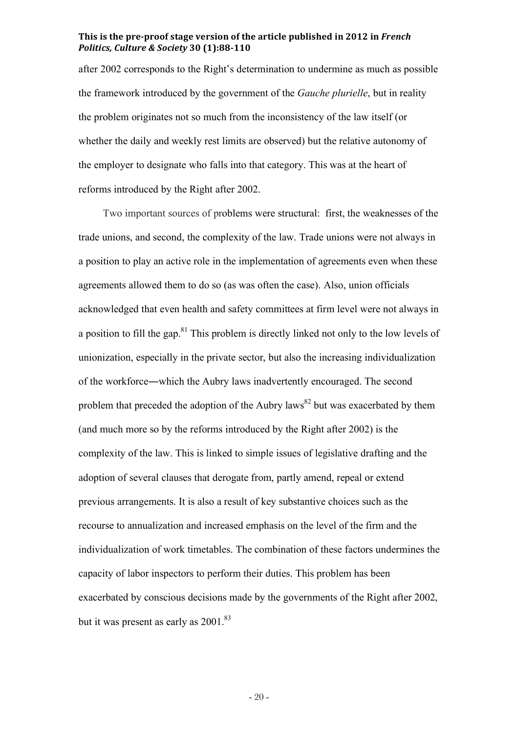after 2002 corresponds to the Right's determination to undermine as much as possible the framework introduced by the government of the *Gauche plurielle*, but in reality the problem originates not so much from the inconsistency of the law itself (or whether the daily and weekly rest limits are observed) but the relative autonomy of the employer to designate who falls into that category. This was at the heart of reforms introduced by the Right after 2002.

Two important sources of problems were structural: first, the weaknesses of the trade unions, and second, the complexity of the law. Trade unions were not always in a position to play an active role in the implementation of agreements even when these agreements allowed them to do so (as was often the case). Also, union officials acknowledged that even health and safety committees at firm level were not always in a position to fill the gap.[81] This problem is directly linked not only to the low levels of unionization, especially in the private sector, but also the increasing individualization of the workforce—which the Aubry laws inadvertently encouraged. The second problem that preceded the adoption of the Aubry laws[82] but was exacerbated by them (and much more so by the reforms introduced by the Right after 2002) is the complexity of the law. This is linked to simple issues of legislative drafting and the adoption of several clauses that derogate from, partly amend, repeal or extend previous arrangements. It is also a result of key substantive choices such as the recourse to annualization and increased emphasis on the level of the firm and the individualization of work timetables. The combination of these factors undermines the capacity of labor inspectors to perform their duties. This problem has been exacerbated by conscious decisions made by the governments of the Right after 2002, but it was present as early as 2001.[83]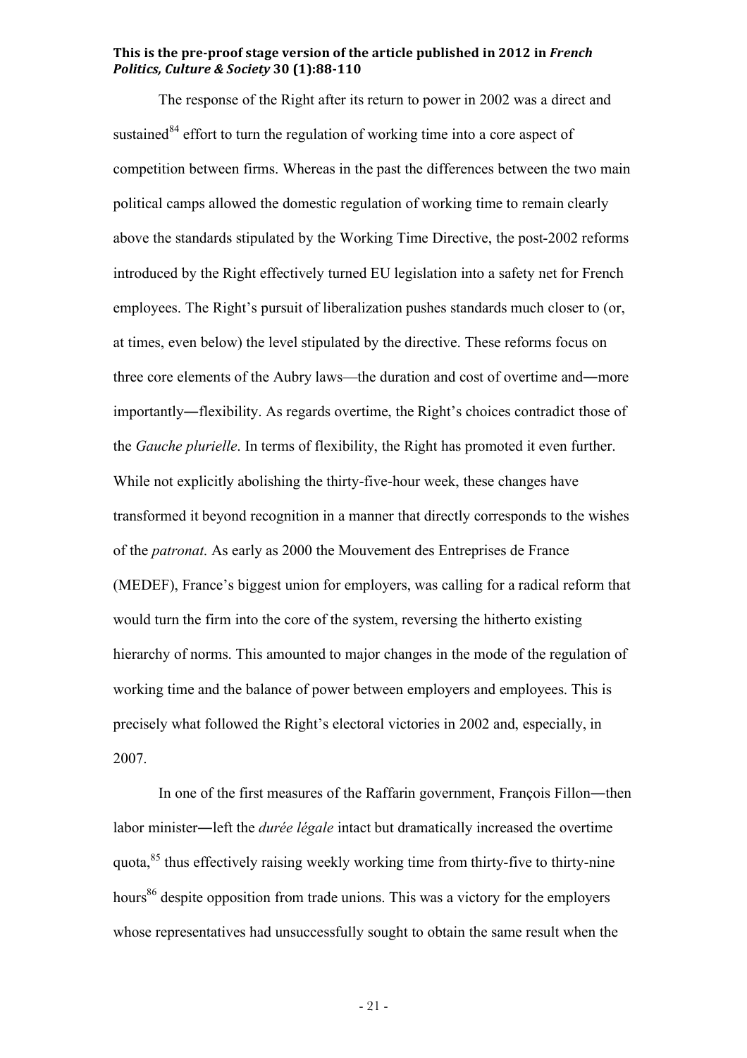The response of the Right after its return to power in 2002 was a direct and sustained[84] effort to turn the regulation of working time into a core aspect of competition between firms. Whereas in the past the differences between the two main political camps allowed the domestic regulation of working time to remain clearly above the standards stipulated by the Working Time Directive, the post-2002 reforms introduced by the Right effectively turned EU legislation into a safety net for French employees. The Right's pursuit of liberalization pushes standards much closer to (or, at times, even below) the level stipulated by the directive. These reforms focus on three core elements of the Aubry laws—the duration and cost of overtime and―more importantly―flexibility. As regards overtime, the Right's choices contradict those of the *Gauche plurielle*. In terms of flexibility, the Right has promoted it even further. While not explicitly abolishing the thirty-five-hour week, these changes have transformed it beyond recognition in a manner that directly corresponds to the wishes of the *patronat.* As early as 2000 the Mouvement des Entreprises de France (MEDEF), France's biggest union for employers, was calling for a radical reform that would turn the firm into the core of the system, reversing the hitherto existing hierarchy of norms. This amounted to major changes in the mode of the regulation of working time and the balance of power between employers and employees. This is precisely what followed the Right's electoral victories in 2002 and, especially, in 2007.

In one of the first measures of the Raffarin government, François Fillon―then labor minister―left the *durée légale* intact but dramatically increased the overtime quota,[85] thus effectively raising weekly working time from thirty-five to thirty-nine hours[86] despite opposition from trade unions. This was a victory for the employers whose representatives had unsuccessfully sought to obtain the same result when the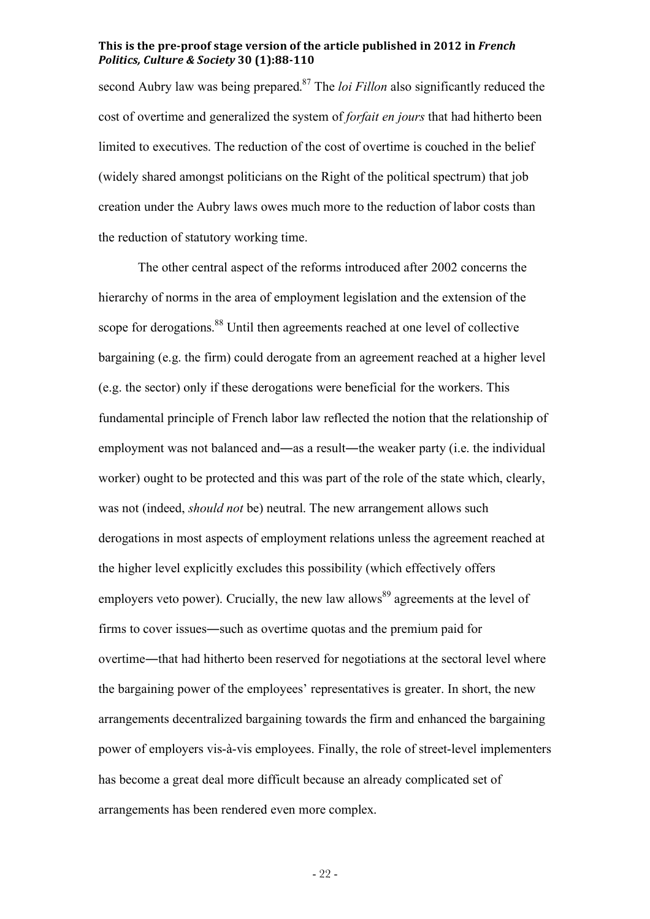second Aubry law was being prepared.[87] The *loi Fillon* also significantly reduced the cost of overtime and generalized the system of *forfait en jours* that had hitherto been limited to executives. The reduction of the cost of overtime is couched in the belief (widely shared amongst politicians on the Right of the political spectrum) that job creation under the Aubry laws owes much more to the reduction of labor costs than the reduction of statutory working time.

The other central aspect of the reforms introduced after 2002 concerns the hierarchy of norms in the area of employment legislation and the extension of the scope for derogations.[88] Until then agreements reached at one level of collective bargaining (e.g. the firm) could derogate from an agreement reached at a higher level (e.g. the sector) only if these derogations were beneficial for the workers. This fundamental principle of French labor law reflected the notion that the relationship of employment was not balanced and―as a result―the weaker party (i.e. the individual worker) ought to be protected and this was part of the role of the state which, clearly, was not (indeed, *should not* be) neutral. The new arrangement allows such derogations in most aspects of employment relations unless the agreement reached at the higher level explicitly excludes this possibility (which effectively offers employers veto power). Crucially, the new law allows[89] agreements at the level of firms to cover issues―such as overtime quotas and the premium paid for overtime―that had hitherto been reserved for negotiations at the sectoral level where the bargaining power of the employees' representatives is greater. In short, the new arrangements decentralized bargaining towards the firm and enhanced the bargaining power of employers vis-à-vis employees. Finally, the role of street-level implementers has become a great deal more difficult because an already complicated set of arrangements has been rendered even more complex.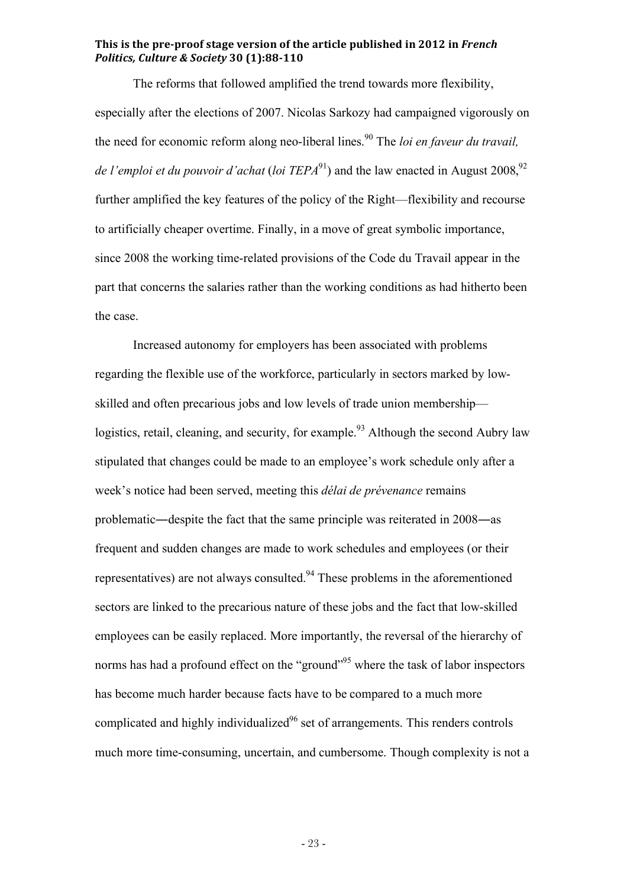The reforms that followed amplified the trend towards more flexibility, especially after the elections of 2007. Nicolas Sarkozy had campaigned vigorously on the need for economic reform along neo-liberal lines.[90] The *loi en faveur du travail, de l'emploi et du pouvoir d'achat* (*loi TEPA*[91]) and the law enacted in August 2008,[92] further amplified the key features of the policy of the Right—flexibility and recourse to artificially cheaper overtime. Finally, in a move of great symbolic importance, since 2008 the working time-related provisions of the Code du Travail appear in the part that concerns the salaries rather than the working conditions as had hitherto been the case.

Increased autonomy for employers has been associated with problems regarding the flexible use of the workforce, particularly in sectors marked by low-skilled and often precarious jobs and low levels of trade union membership—logistics, retail, cleaning, and security, for example.[93] Although the second Aubry law stipulated that changes could be made to an employee's work schedule only after a week's notice had been served, meeting this *délai de prévenance* remains problematic—despite the fact that the same principle was reiterated in 2008—as frequent and sudden changes are made to work schedules and employees (or their representatives) are not always consulted.[94] These problems in the aforementioned sectors are linked to the precarious nature of these jobs and the fact that low-skilled employees can be easily replaced. More importantly, the reversal of the hierarchy of norms has had a profound effect on the "ground"[95] where the task of labor inspectors has become much harder because facts have to be compared to a much more complicated and highly individualized[96] set of arrangements. This renders controls much more time-consuming, uncertain, and cumbersome. Though complexity is not a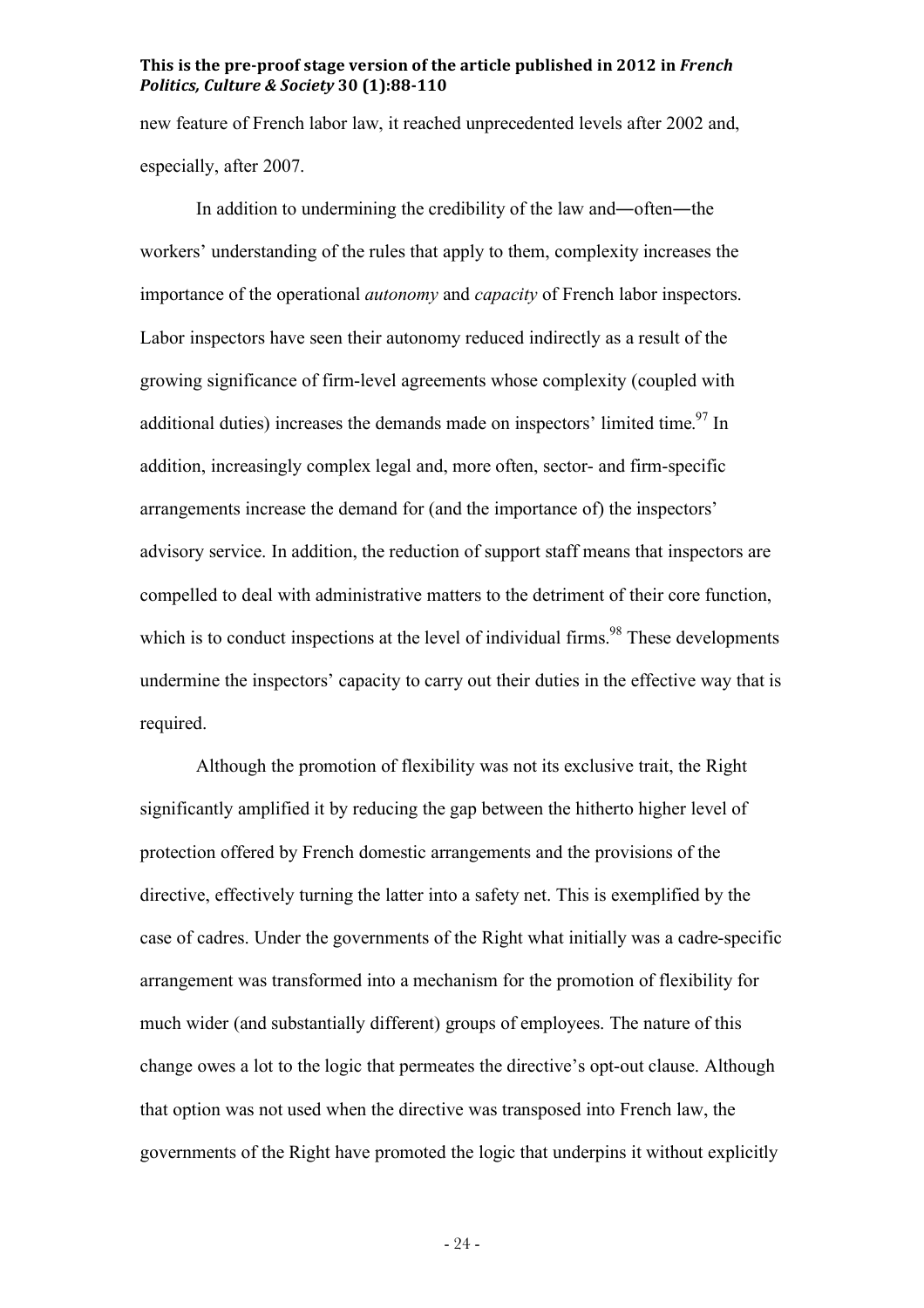new feature of French labor law, it reached unprecedented levels after 2002 and, especially, after 2007.

In addition to undermining the credibility of the law and―often―the workers' understanding of the rules that apply to them, complexity increases the importance of the operational *autonomy* and *capacity* of French labor inspectors. Labor inspectors have seen their autonomy reduced indirectly as a result of the growing significance of firm-level agreements whose complexity (coupled with additional duties) increases the demands made on inspectors' limited time.[97] In addition, increasingly complex legal and, more often, sector- and firm-specific arrangements increase the demand for (and the importance of) the inspectors' advisory service. In addition, the reduction of support staff means that inspectors are compelled to deal with administrative matters to the detriment of their core function, which is to conduct inspections at the level of individual firms.[98] These developments undermine the inspectors' capacity to carry out their duties in the effective way that is required.

Although the promotion of flexibility was not its exclusive trait, the Right significantly amplified it by reducing the gap between the hitherto higher level of protection offered by French domestic arrangements and the provisions of the directive, effectively turning the latter into a safety net. This is exemplified by the case of cadres. Under the governments of the Right what initially was a cadre-specific arrangement was transformed into a mechanism for the promotion of flexibility for much wider (and substantially different) groups of employees. The nature of this change owes a lot to the logic that permeates the directive's opt-out clause. Although that option was not used when the directive was transposed into French law, the governments of the Right have promoted the logic that underpins it without explicitly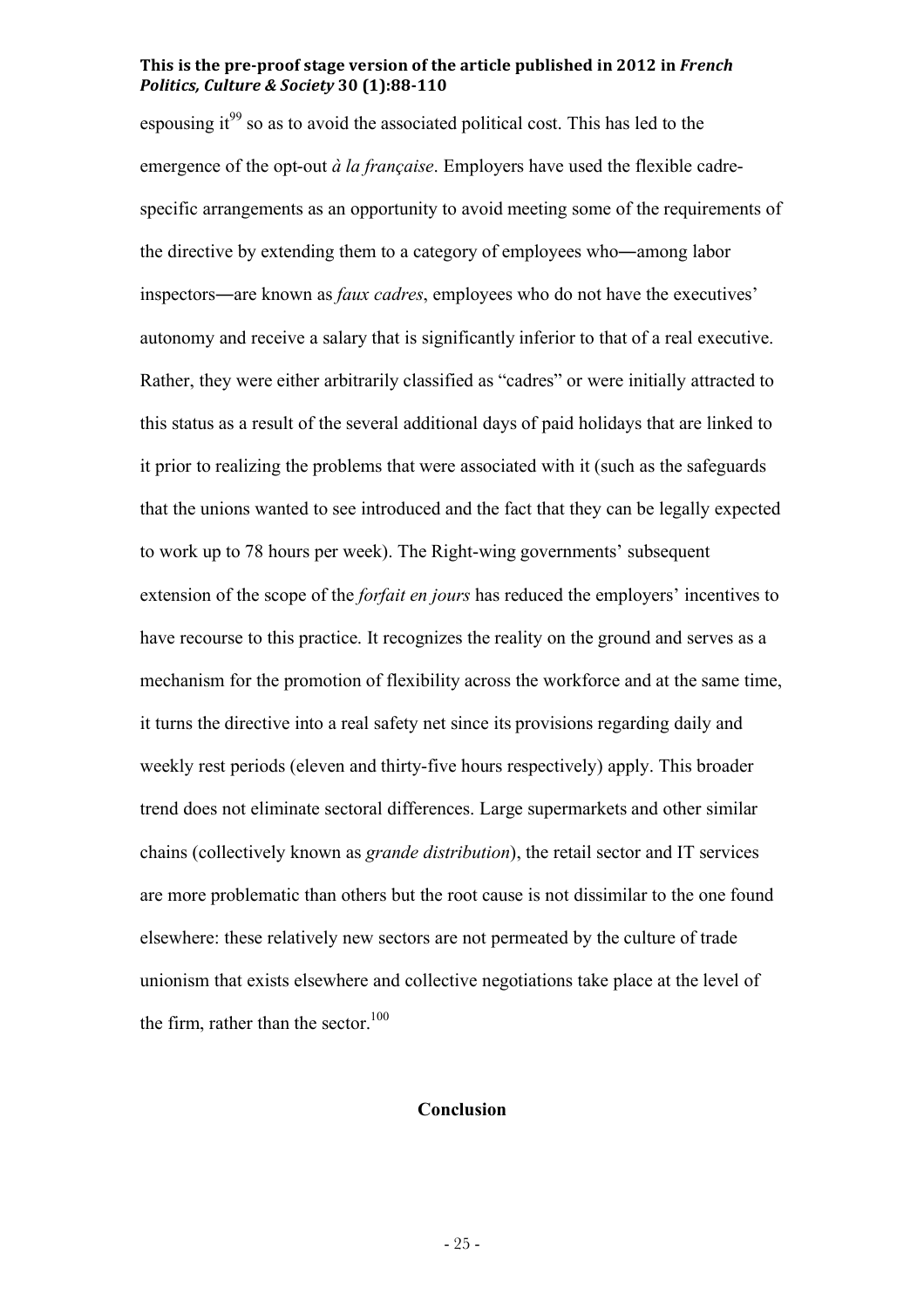espousing it[99] so as to avoid the associated political cost. This has led to the emergence of the opt-out *à la française*. Employers have used the flexible cadre-specific arrangements as an opportunity to avoid meeting some of the requirements of the directive by extending them to a category of employees who―among labor inspectors―are known as *faux cadres*, employees who do not have the executives' autonomy and receive a salary that is significantly inferior to that of a real executive. Rather, they were either arbitrarily classified as "cadres" or were initially attracted to this status as a result of the several additional days of paid holidays that are linked to it prior to realizing the problems that were associated with it (such as the safeguards that the unions wanted to see introduced and the fact that they can be legally expected to work up to 78 hours per week). The Right-wing governments' subsequent extension of the scope of the *forfait en jours* has reduced the employers' incentives to have recourse to this practice. It recognizes the reality on the ground and serves as a mechanism for the promotion of flexibility across the workforce and at the same time, it turns the directive into a real safety net since its provisions regarding daily and weekly rest periods (eleven and thirty-five hours respectively) apply. This broader trend does not eliminate sectoral differences. Large supermarkets and other similar chains (collectively known as *grande distribution*), the retail sector and IT services are more problematic than others but the root cause is not dissimilar to the one found elsewhere: these relatively new sectors are not permeated by the culture of trade unionism that exists elsewhere and collective negotiations take place at the level of the firm, rather than the sector.[100]

## Conclusion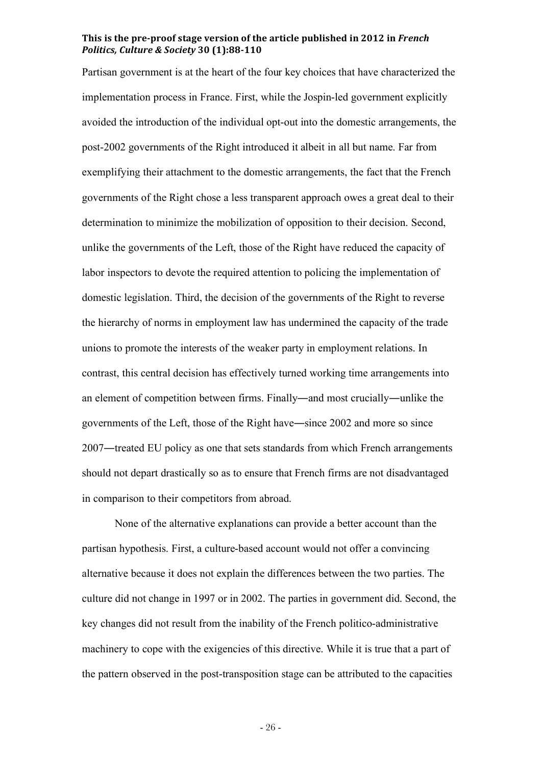Partisan government is at the heart of the four key choices that have characterized the implementation process in France. First, while the Jospin-led government explicitly avoided the introduction of the individual opt-out into the domestic arrangements, the post-2002 governments of the Right introduced it albeit in all but name. Far from exemplifying their attachment to the domestic arrangements, the fact that the French governments of the Right chose a less transparent approach owes a great deal to their determination to minimize the mobilization of opposition to their decision. Second, unlike the governments of the Left, those of the Right have reduced the capacity of labor inspectors to devote the required attention to policing the implementation of domestic legislation. Third, the decision of the governments of the Right to reverse the hierarchy of norms in employment law has undermined the capacity of the trade unions to promote the interests of the weaker party in employment relations. In contrast, this central decision has effectively turned working time arrangements into an element of competition between firms. Finally—and most crucially—unlike the governments of the Left, those of the Right have—since 2002 and more so since 2007—treated EU policy as one that sets standards from which French arrangements should not depart drastically so as to ensure that French firms are not disadvantaged in comparison to their competitors from abroad.

None of the alternative explanations can provide a better account than the partisan hypothesis. First, a culture-based account would not offer a convincing alternative because it does not explain the differences between the two parties. The culture did not change in 1997 or in 2002. The parties in government did. Second, the key changes did not result from the inability of the French politico-administrative machinery to cope with the exigencies of this directive. While it is true that a part of the pattern observed in the post-transposition stage can be attributed to the capacities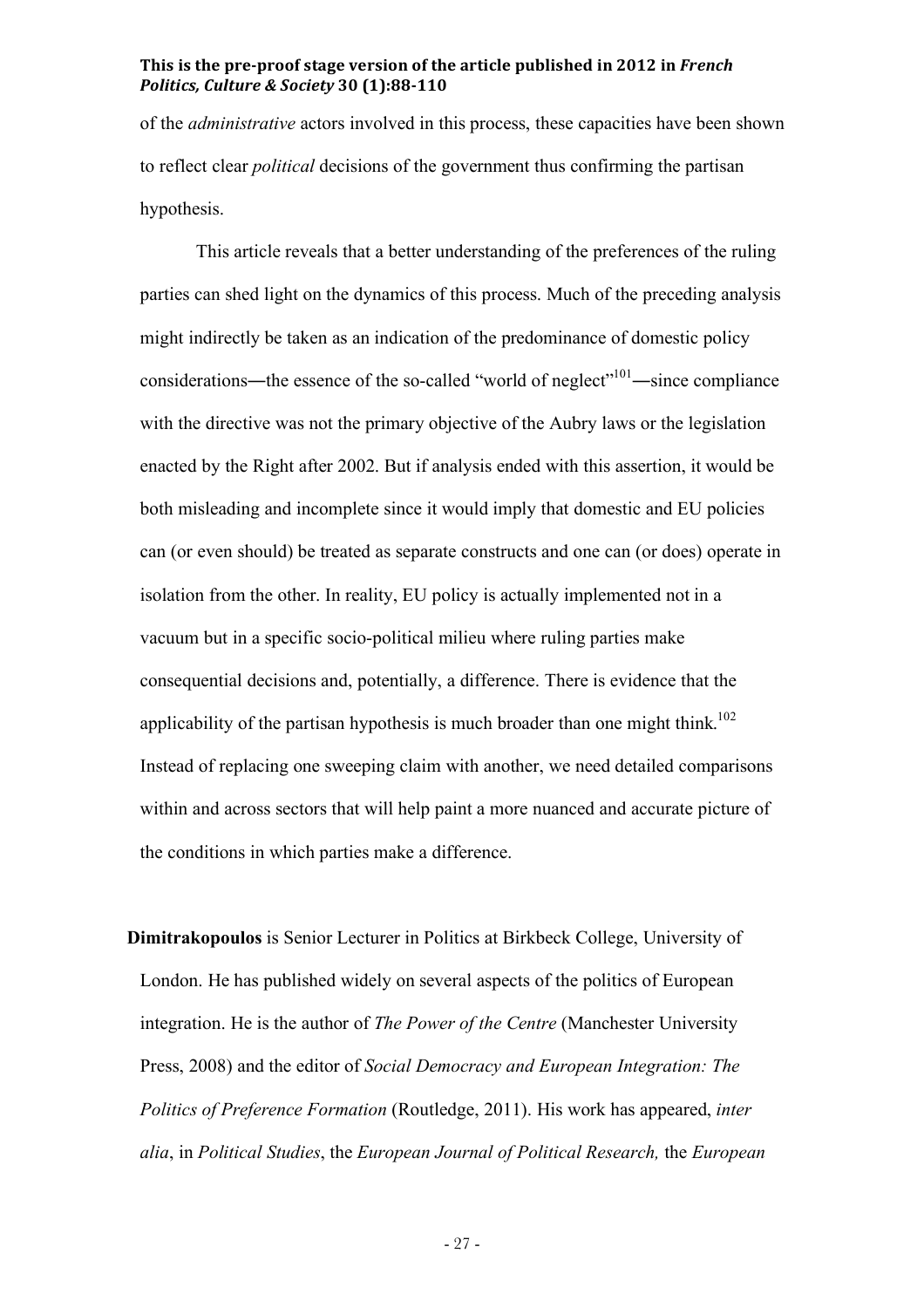of the *administrative* actors involved in this process, these capacities have been shown to reflect clear *political* decisions of the government thus confirming the partisan hypothesis.

This article reveals that a better understanding of the preferences of the ruling parties can shed light on the dynamics of this process. Much of the preceding analysis might indirectly be taken as an indication of the predominance of domestic policy considerations—the essence of the so-called "world of neglect"[101]—since compliance with the directive was not the primary objective of the Aubry laws or the legislation enacted by the Right after 2002. But if analysis ended with this assertion, it would be both misleading and incomplete since it would imply that domestic and EU policies can (or even should) be treated as separate constructs and one can (or does) operate in isolation from the other. In reality, EU policy is actually implemented not in a vacuum but in a specific socio-political milieu where ruling parties make consequential decisions and, potentially, a difference. There is evidence that the applicability of the partisan hypothesis is much broader than one might think.[102] Instead of replacing one sweeping claim with another, we need detailed comparisons within and across sectors that will help paint a more nuanced and accurate picture of the conditions in which parties make a difference.

**Dimitrakopoulos** is Senior Lecturer in Politics at Birkbeck College, University of London. He has published widely on several aspects of the politics of European integration. He is the author of *The Power of the Centre* (Manchester University Press, 2008) and the editor of *Social Democracy and European Integration: The Politics of Preference Formation* (Routledge, 2011). His work has appeared, *inter alia*, in *Political Studies*, the *European Journal of Political Research,* the *European*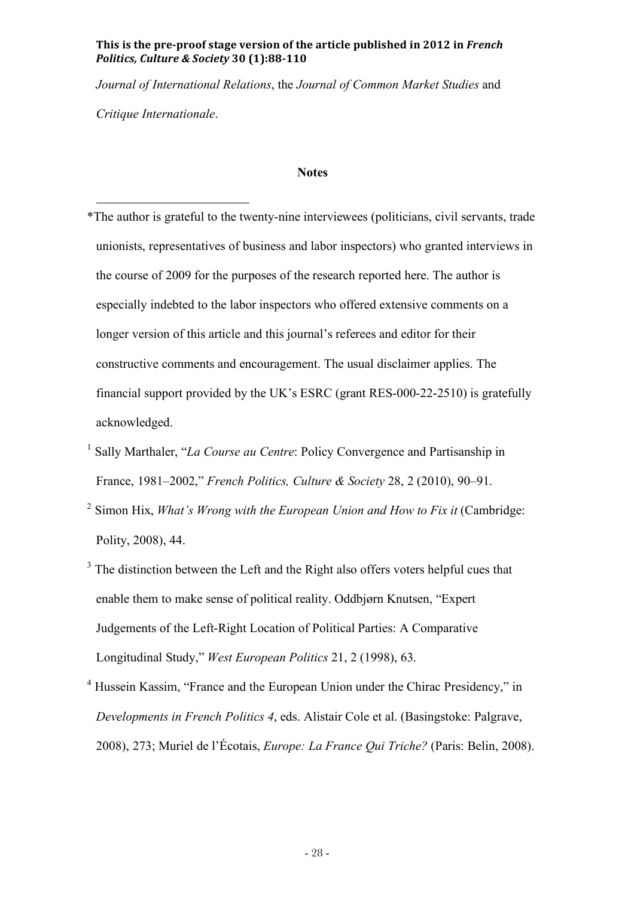*Journal of International Relations*, the *Journal of Common Market Studies* and *Critique Internationale*.

## Notes

*The author is grateful to the twenty-nine interviewees (politicians, civil servants, trade unionists, representatives of business and labor inspectors) who granted interviews in the course of 2009 for the purposes of the research reported here. The author is especially indebted to the labor inspectors who offered extensive comments on a longer version of this article and this journal's referees and editor for their constructive comments and encouragement. The usual disclaimer applies. The financial support provided by the UK's ESRC (grant RES-000-22-2510) is gratefully acknowledged.

[1] Sally Marthaler, "*La Course au Centre*: Policy Convergence and Partisanship in France, 1981–2002," *French Politics, Culture & Society* 28, 2 (2010), 90–91.

[2] Simon Hix, *What's Wrong with the European Union and How to Fix it* (Cambridge: Polity, 2008), 44.

[3] The distinction between the Left and the Right also offers voters helpful cues that enable them to make sense of political reality. Oddbjørn Knutsen, "Expert Judgements of the Left-Right Location of Political Parties: A Comparative Longitudinal Study," *West European Politics* 21, 2 (1998), 63.

[4] Hussein Kassim, "France and the European Union under the Chirac Presidency," in *Developments in French Politics 4*, eds. Alistair Cole et al. (Basingstoke: Palgrave, 2008), 273; Muriel de l'Écotais, *Europe: La France Qui Triche?* (Paris: Belin, 2008).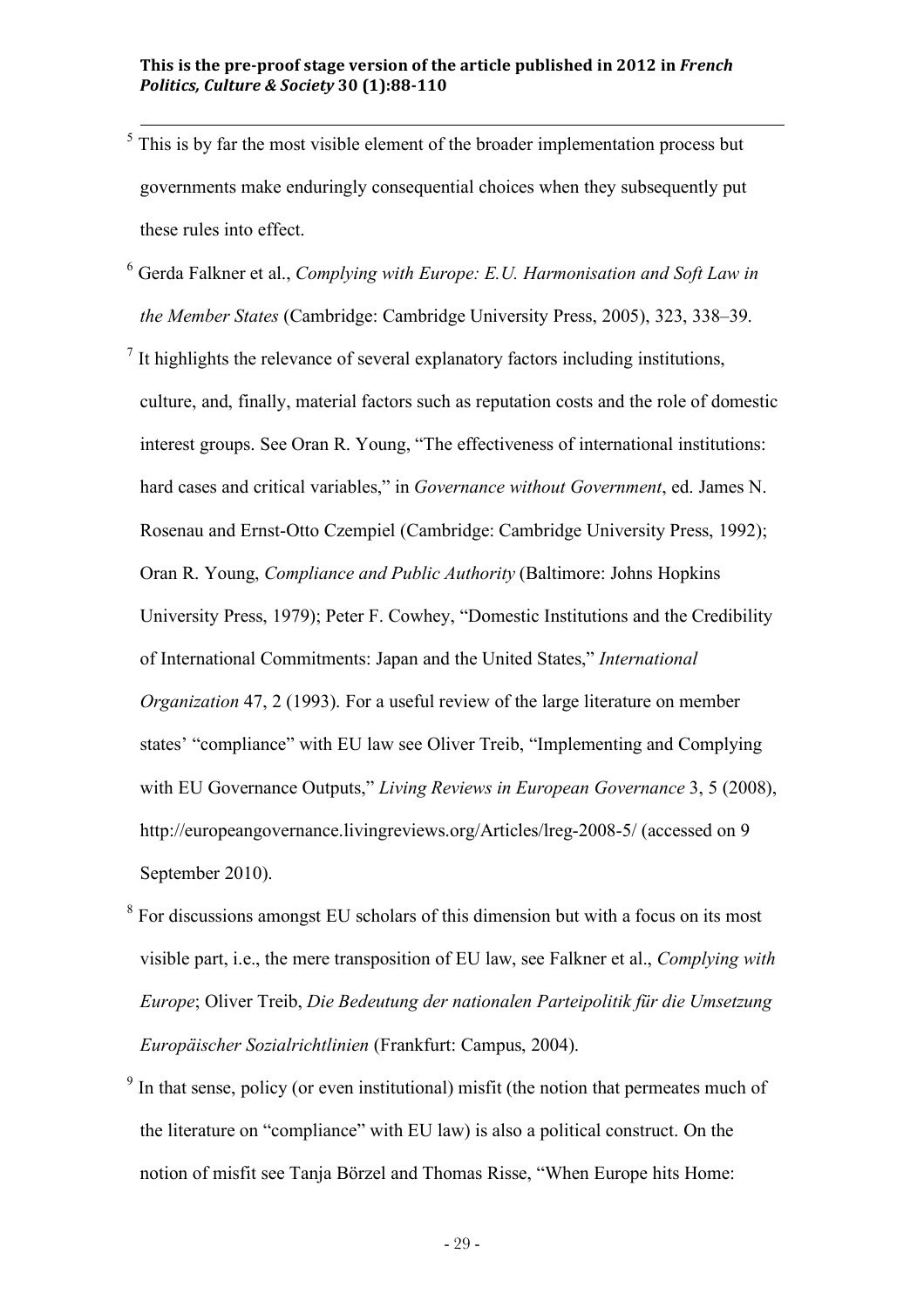[5] This is by far the most visible element of the broader implementation process but governments make enduringly consequential choices when they subsequently put these rules into effect.

[6] Gerda Falkner et al., *Complying with Europe: E.U. Harmonisation and Soft Law in the Member States* (Cambridge: Cambridge University Press, 2005), 323, 338–39.

[7] It highlights the relevance of several explanatory factors including institutions, culture, and, finally, material factors such as reputation costs and the role of domestic interest groups. See Oran R. Young, "The effectiveness of international institutions: hard cases and critical variables," in *Governance without Government*, ed. James N. Rosenau and Ernst-Otto Czempiel (Cambridge: Cambridge University Press, 1992); Oran R. Young, *Compliance and Public Authority* (Baltimore: Johns Hopkins University Press, 1979); Peter F. Cowhey, "Domestic Institutions and the Credibility of International Commitments: Japan and the United States," *International Organization* 47, 2 (1993). For a useful review of the large literature on member states' "compliance" with EU law see Oliver Treib, "Implementing and Complying with EU Governance Outputs," *Living Reviews in European Governance* 3, 5 (2008), http://europeangovernance.livingreviews.org/Articles/lreg-2008-5/ (accessed on 9 September 2010).

[8] For discussions amongst EU scholars of this dimension but with a focus on its most visible part, i.e., the mere transposition of EU law, see Falkner et al., *Complying with Europe*; Oliver Treib, *Die Bedeutung der nationalen Parteipolitik für die Umsetzung Europäischer Sozialrichtlinien* (Frankfurt: Campus, 2004).

[9] In that sense, policy (or even institutional) misfit (the notion that permeates much of the literature on "compliance" with EU law) is also a political construct. On the notion of misfit see Tanja Börzel and Thomas Risse, "When Europe hits Home: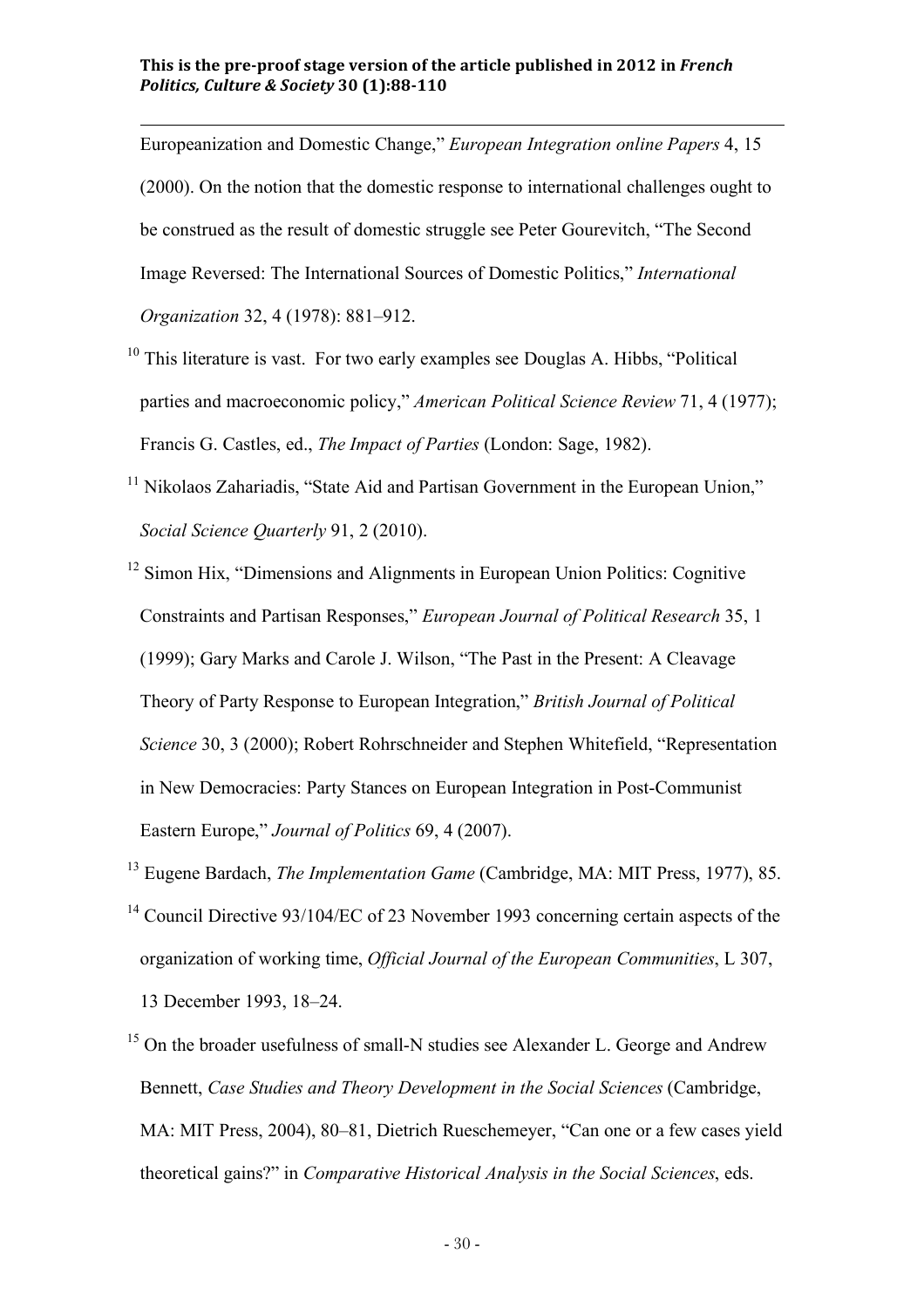Europeanization and Domestic Change," *European Integration online Papers* 4, 15 (2000). On the notion that the domestic response to international challenges ought to be construed as the result of domestic struggle see Peter Gourevitch, "The Second Image Reversed: The International Sources of Domestic Politics," *International Organization* 32, 4 (1978): 881–912.

[10] This literature is vast. For two early examples see Douglas A. Hibbs, "Political parties and macroeconomic policy," *American Political Science Review* 71, 4 (1977); Francis G. Castles, ed., *The Impact of Parties* (London: Sage, 1982).

[11] Nikolaos Zahariadis, "State Aid and Partisan Government in the European Union," *Social Science Quarterly* 91, 2 (2010).

[12] Simon Hix, "Dimensions and Alignments in European Union Politics: Cognitive Constraints and Partisan Responses," *European Journal of Political Research* 35, 1 (1999); Gary Marks and Carole J. Wilson, "The Past in the Present: A Cleavage Theory of Party Response to European Integration," *British Journal of Political Science* 30, 3 (2000); Robert Rohrschneider and Stephen Whitefield, "Representation in New Democracies: Party Stances on European Integration in Post-Communist Eastern Europe," *Journal of Politics* 69, 4 (2007).

[13] Eugene Bardach, *The Implementation Game* (Cambridge, MA: MIT Press, 1977), 85.

[14] Council Directive 93/104/EC of 23 November 1993 concerning certain aspects of the organization of working time, *Official Journal of the European Communities*, L 307, 13 December 1993, 18–24.

[15] On the broader usefulness of small-N studies see Alexander L. George and Andrew Bennett, *Case Studies and Theory Development in the Social Sciences* (Cambridge, MA: MIT Press, 2004), 80–81, Dietrich Rueschemeyer, "Can one or a few cases yield theoretical gains?" in *Comparative Historical Analysis in the Social Sciences*, eds.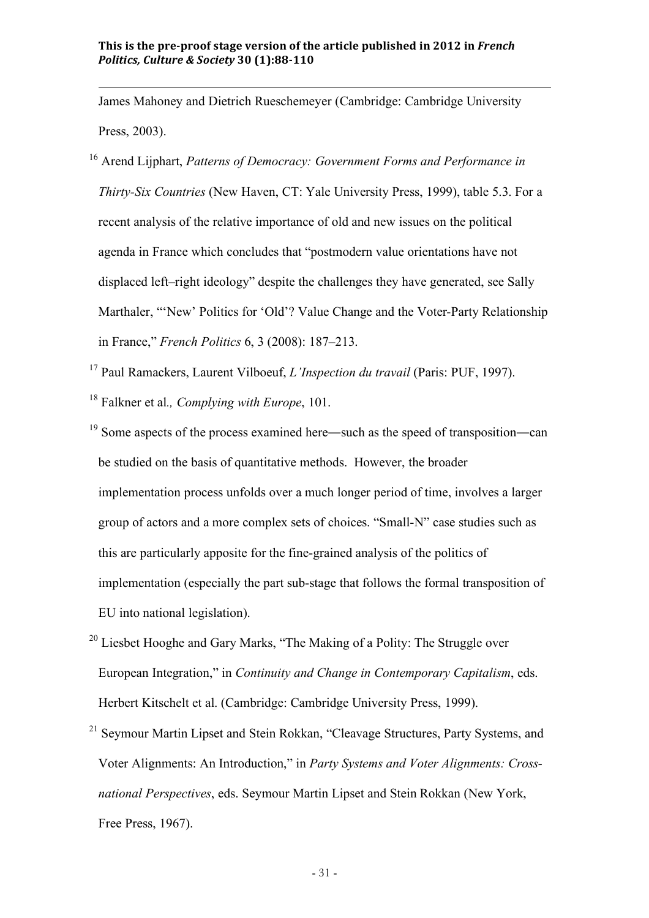James Mahoney and Dietrich Rueschemeyer (Cambridge: Cambridge University Press, 2003).

[16] Arend Lijphart, *Patterns of Democracy: Government Forms and Performance in Thirty-Six Countries* (New Haven, CT: Yale University Press, 1999), table 5.3. For a recent analysis of the relative importance of old and new issues on the political agenda in France which concludes that "postmodern value orientations have not displaced left–right ideology" despite the challenges they have generated, see Sally Marthaler, "'New' Politics for 'Old'? Value Change and the Voter-Party Relationship in France," *French Politics* 6, 3 (2008): 187–213.

[17] Paul Ramackers, Laurent Vilboeuf, *L'Inspection du travail* (Paris: PUF, 1997).

[18] Falkner et al*., Complying with Europe*, 101.

[19] Some aspects of the process examined here―such as the speed of transposition―can be studied on the basis of quantitative methods. However, the broader implementation process unfolds over a much longer period of time, involves a larger group of actors and a more complex sets of choices. "Small-N" case studies such as this are particularly apposite for the fine-grained analysis of the politics of implementation (especially the part sub-stage that follows the formal transposition of EU into national legislation).

[20] Liesbet Hooghe and Gary Marks, "The Making of a Polity: The Struggle over European Integration," in *Continuity and Change in Contemporary Capitalism*, eds. Herbert Kitschelt et al. (Cambridge: Cambridge University Press, 1999).

[21] Seymour Martin Lipset and Stein Rokkan, "Cleavage Structures, Party Systems, and Voter Alignments: An Introduction," in *Party Systems and Voter Alignments: Cross-national Perspectives*, eds. Seymour Martin Lipset and Stein Rokkan (New York, Free Press, 1967).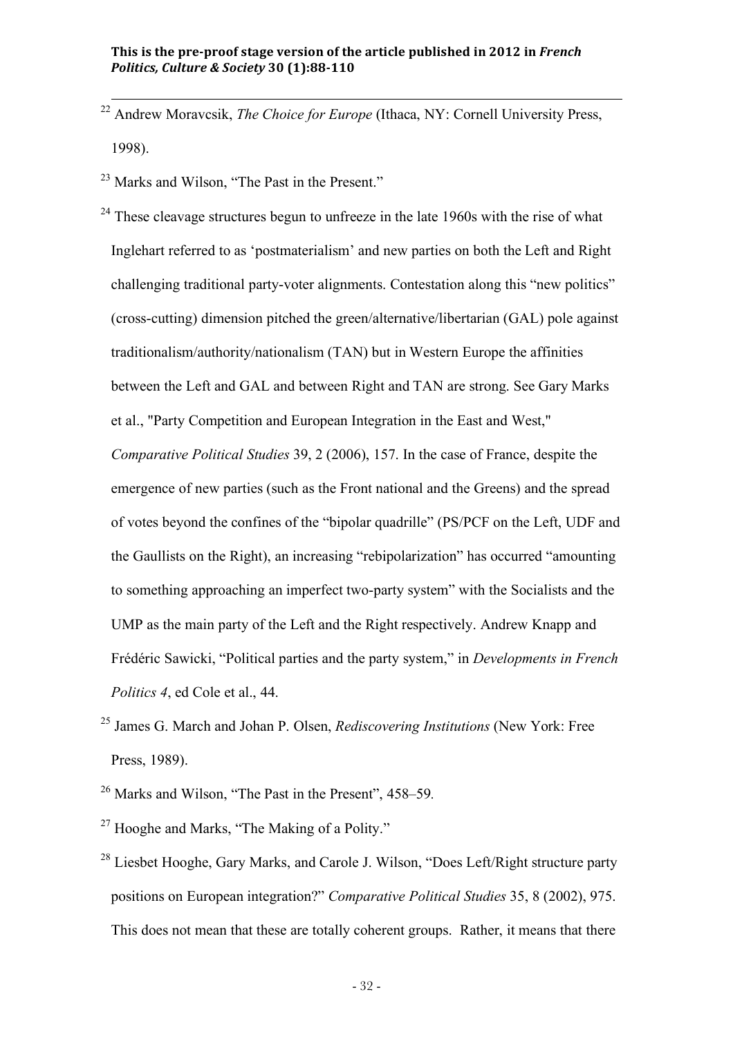[22] Andrew Moravcsik, *The Choice for Europe* (Ithaca, NY: Cornell University Press, 1998).

[23] Marks and Wilson, "The Past in the Present."

[24] These cleavage structures begun to unfreeze in the late 1960s with the rise of what Inglehart referred to as 'postmaterialism' and new parties on both the Left and Right challenging traditional party-voter alignments. Contestation along this "new politics" (cross-cutting) dimension pitched the green/alternative/libertarian (GAL) pole against traditionalism/authority/nationalism (TAN) but in Western Europe the affinities between the Left and GAL and between Right and TAN are strong. See Gary Marks et al., "Party Competition and European Integration in the East and West," *Comparative Political Studies* 39, 2 (2006), 157. In the case of France, despite the emergence of new parties (such as the Front national and the Greens) and the spread of votes beyond the confines of the "bipolar quadrille" (PS/PCF on the Left, UDF and the Gaullists on the Right), an increasing "rebipolarization" has occurred "amounting to something approaching an imperfect two-party system" with the Socialists and the UMP as the main party of the Left and the Right respectively. Andrew Knapp and Frédéric Sawicki, "Political parties and the party system," in *Developments in French Politics 4*, ed Cole et al., 44.

[25] James G. March and Johan P. Olsen, *Rediscovering Institutions* (New York: Free Press, 1989).

[26] Marks and Wilson, "The Past in the Present", 458–59.

[27] Hooghe and Marks, "The Making of a Polity."

[28] Liesbet Hooghe, Gary Marks, and Carole J. Wilson, "Does Left/Right structure party positions on European integration?" *Comparative Political Studies* 35, 8 (2002), 975. This does not mean that these are totally coherent groups. Rather, it means that there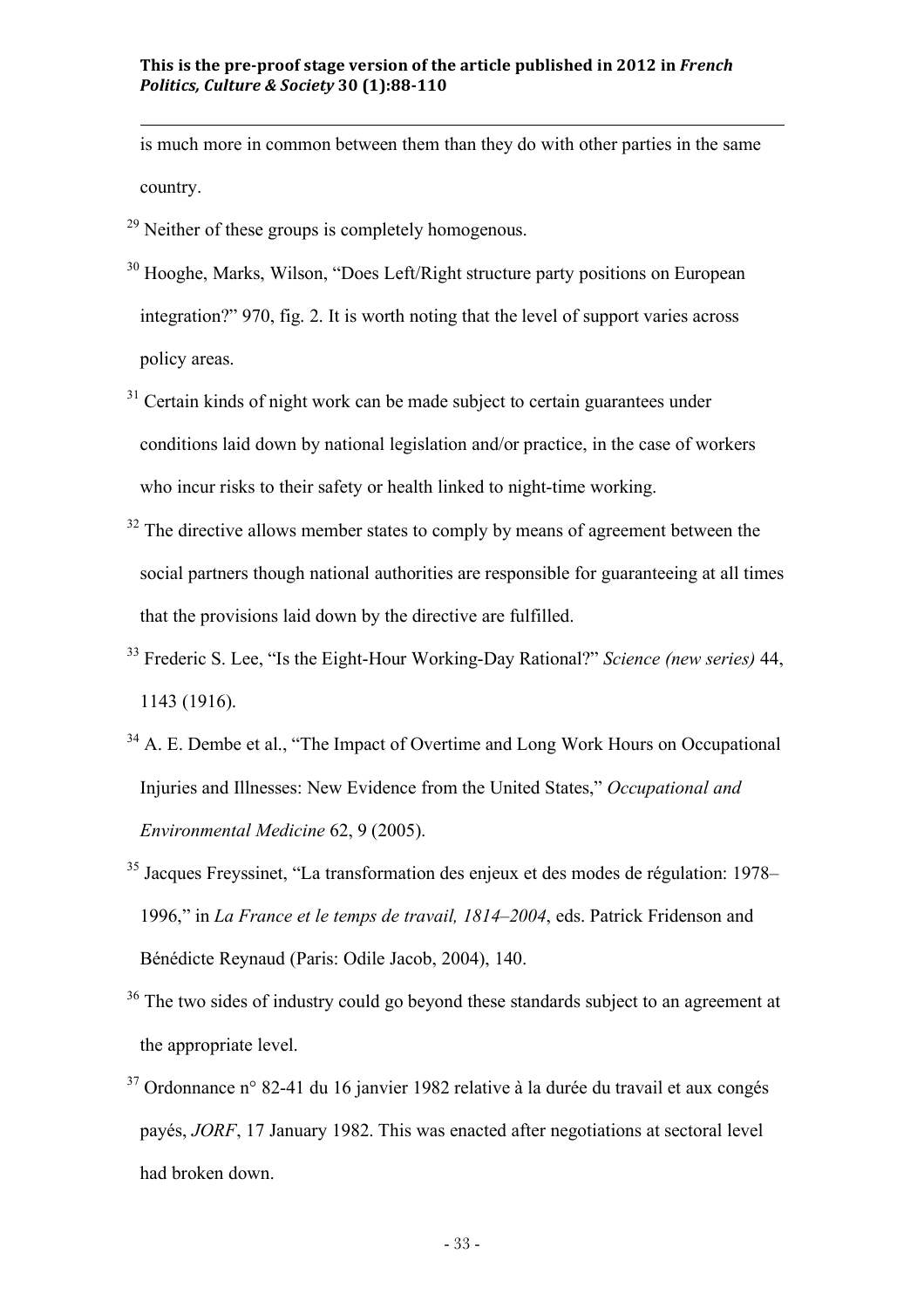is much more in common between them than they do with other parties in the same country.

[29] Neither of these groups is completely homogenous.

[30] Hooghe, Marks, Wilson, "Does Left/Right structure party positions on European integration?" 970, fig. 2. It is worth noting that the level of support varies across policy areas.

[31] Certain kinds of night work can be made subject to certain guarantees under conditions laid down by national legislation and/or practice, in the case of workers who incur risks to their safety or health linked to night-time working.

[32] The directive allows member states to comply by means of agreement between the social partners though national authorities are responsible for guaranteeing at all times that the provisions laid down by the directive are fulfilled.

[33] Frederic S. Lee, "Is the Eight-Hour Working-Day Rational?" *Science (new series)* 44, 1143 (1916).

[34] A. E. Dembe et al., "The Impact of Overtime and Long Work Hours on Occupational Injuries and Illnesses: New Evidence from the United States," *Occupational and Environmental Medicine* 62, 9 (2005).

[35] Jacques Freyssinet, "La transformation des enjeux et des modes de régulation: 1978–1996," in *La France et le temps de travail, 1814–2004*, eds. Patrick Fridenson and Bénédicte Reynaud (Paris: Odile Jacob, 2004), 140.

[36] The two sides of industry could go beyond these standards subject to an agreement at the appropriate level.

[37] Ordonnance n° 82-41 du 16 janvier 1982 relative à la durée du travail et aux congés payés, *JORF*, 17 January 1982. This was enacted after negotiations at sectoral level had broken down.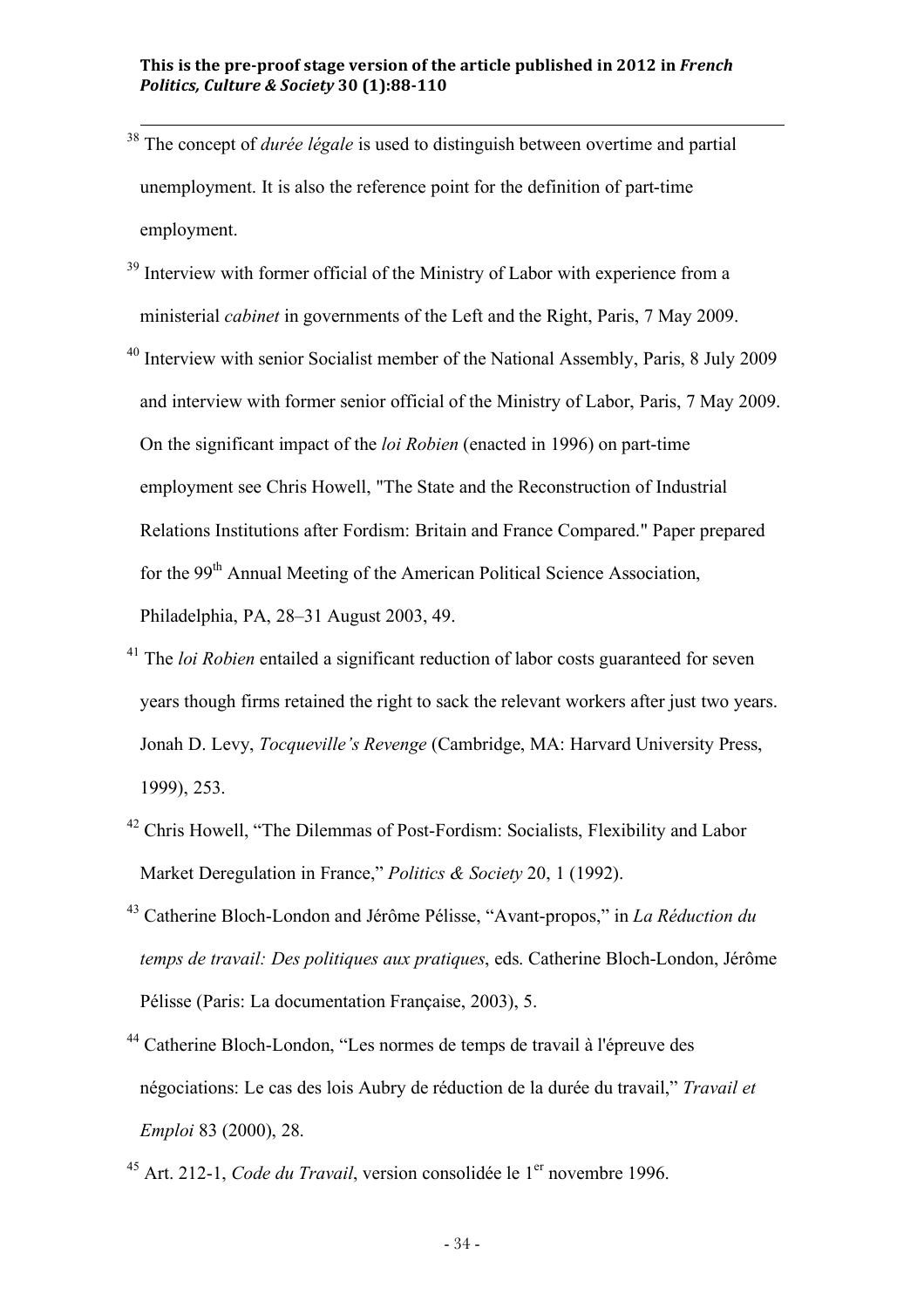[38] The concept of *durée légale* is used to distinguish between overtime and partial unemployment. It is also the reference point for the definition of part-time employment.

[39] Interview with former official of the Ministry of Labor with experience from a ministerial *cabinet* in governments of the Left and the Right, Paris, 7 May 2009.

[40] Interview with senior Socialist member of the National Assembly, Paris, 8 July 2009 and interview with former senior official of the Ministry of Labor, Paris, 7 May 2009. On the significant impact of the *loi Robien* (enacted in 1996) on part-time employment see Chris Howell, "The State and the Reconstruction of Industrial Relations Institutions after Fordism: Britain and France Compared." Paper prepared for the 99th Annual Meeting of the American Political Science Association, Philadelphia, PA, 28–31 August 2003, 49.

[41] The *loi Robien* entailed a significant reduction of labor costs guaranteed for seven years though firms retained the right to sack the relevant workers after just two years. Jonah D. Levy, *Tocqueville's Revenge* (Cambridge, MA: Harvard University Press, 1999), 253.

[42] Chris Howell, "The Dilemmas of Post-Fordism: Socialists, Flexibility and Labor Market Deregulation in France," *Politics & Society* 20, 1 (1992).

[43] Catherine Bloch-London and Jérôme Pélisse, "Avant-propos," in *La Réduction du temps de travail: Des politiques aux pratiques*, eds. Catherine Bloch-London, Jérôme Pélisse (Paris: La documentation Française, 2003), 5.

[44] Catherine Bloch-London, "Les normes de temps de travail à l'épreuve des négociations: Le cas des lois Aubry de réduction de la durée du travail," *Travail et Emploi* 83 (2000), 28.

[45] Art. 212-1, *Code du Travail*, version consolidée le 1er novembre 1996.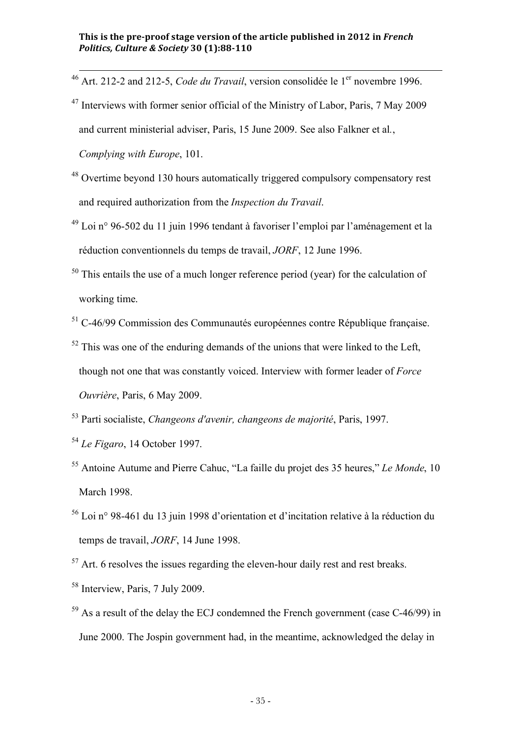[46] Art. 212-2 and 212-5, *Code du Travail*, version consolidée le 1[er] novembre 1996.

[47] Interviews with former senior official of the Ministry of Labor, Paris, 7 May 2009 and current ministerial adviser, Paris, 15 June 2009. See also Falkner et al., *Complying with Europe*, 101.

[48] Overtime beyond 130 hours automatically triggered compulsory compensatory rest and required authorization from the *Inspection du Travail*.

[49] Loi n° 96-502 du 11 juin 1996 tendant à favoriser l'emploi par l'aménagement et la réduction conventionnels du temps de travail, *JORF*, 12 June 1996.

[50] This entails the use of a much longer reference period (year) for the calculation of working time.

[51] C-46/99 Commission des Communautés européennes contre République française.

[52] This was one of the enduring demands of the unions that were linked to the Left, though not one that was constantly voiced. Interview with former leader of *Force Ouvrière*, Paris, 6 May 2009.

[53] Parti socialiste, *Changeons d'avenir, changeons de majorité*, Paris, 1997.

[54] *Le Figaro*, 14 October 1997.

[55] Antoine Autume and Pierre Cahuc, "La faille du projet des 35 heures," *Le Monde*, 10 March 1998.

[56] Loi n° 98-461 du 13 juin 1998 d'orientation et d'incitation relative à la réduction du temps de travail, *JORF*, 14 June 1998.

[57] Art. 6 resolves the issues regarding the eleven-hour daily rest and rest breaks.

[58] Interview, Paris, 7 July 2009.

[59] As a result of the delay the ECJ condemned the French government (case C-46/99) in June 2000. The Jospin government had, in the meantime, acknowledged the delay in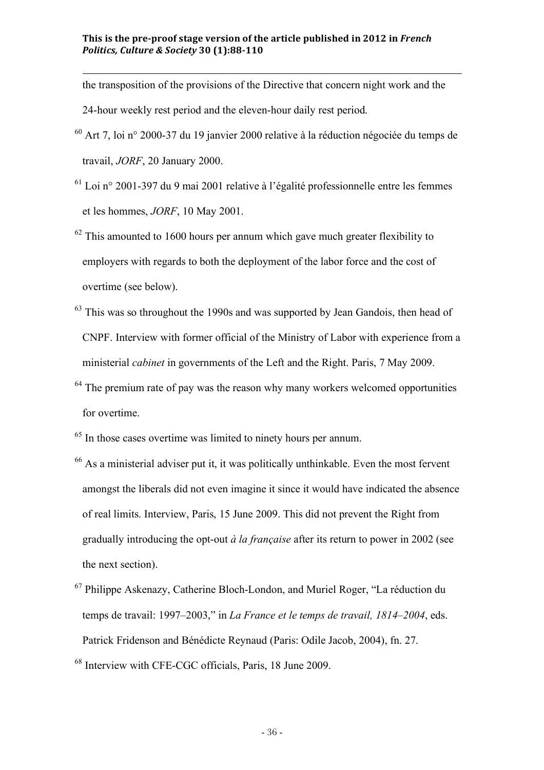the transposition of the provisions of the Directive that concern night work and the 24-hour weekly rest period and the eleven-hour daily rest period.

[60] Art 7, loi n° 2000-37 du 19 janvier 2000 relative à la réduction négociée du temps de travail, *JORF*, 20 January 2000.

[61] Loi n° 2001-397 du 9 mai 2001 relative à l'égalité professionnelle entre les femmes et les hommes, *JORF*, 10 May 2001.

[62] This amounted to 1600 hours per annum which gave much greater flexibility to employers with regards to both the deployment of the labor force and the cost of overtime (see below).

[63] This was so throughout the 1990s and was supported by Jean Gandois, then head of CNPF. Interview with former official of the Ministry of Labor with experience from a ministerial *cabinet* in governments of the Left and the Right. Paris, 7 May 2009.

[64] The premium rate of pay was the reason why many workers welcomed opportunities for overtime.

[65] In those cases overtime was limited to ninety hours per annum.

[66] As a ministerial adviser put it, it was politically unthinkable. Even the most fervent amongst the liberals did not even imagine it since it would have indicated the absence of real limits. Interview, Paris, 15 June 2009. This did not prevent the Right from gradually introducing the opt-out *à la française* after its return to power in 2002 (see the next section).

[67] Philippe Askenazy, Catherine Bloch-London, and Muriel Roger, "La réduction du temps de travail: 1997–2003," in *La France et le temps de travail, 1814–2004*, eds. Patrick Fridenson and Bénédicte Reynaud (Paris: Odile Jacob, 2004), fn. 27.

[68] Interview with CFE-CGC officials, Paris, 18 June 2009.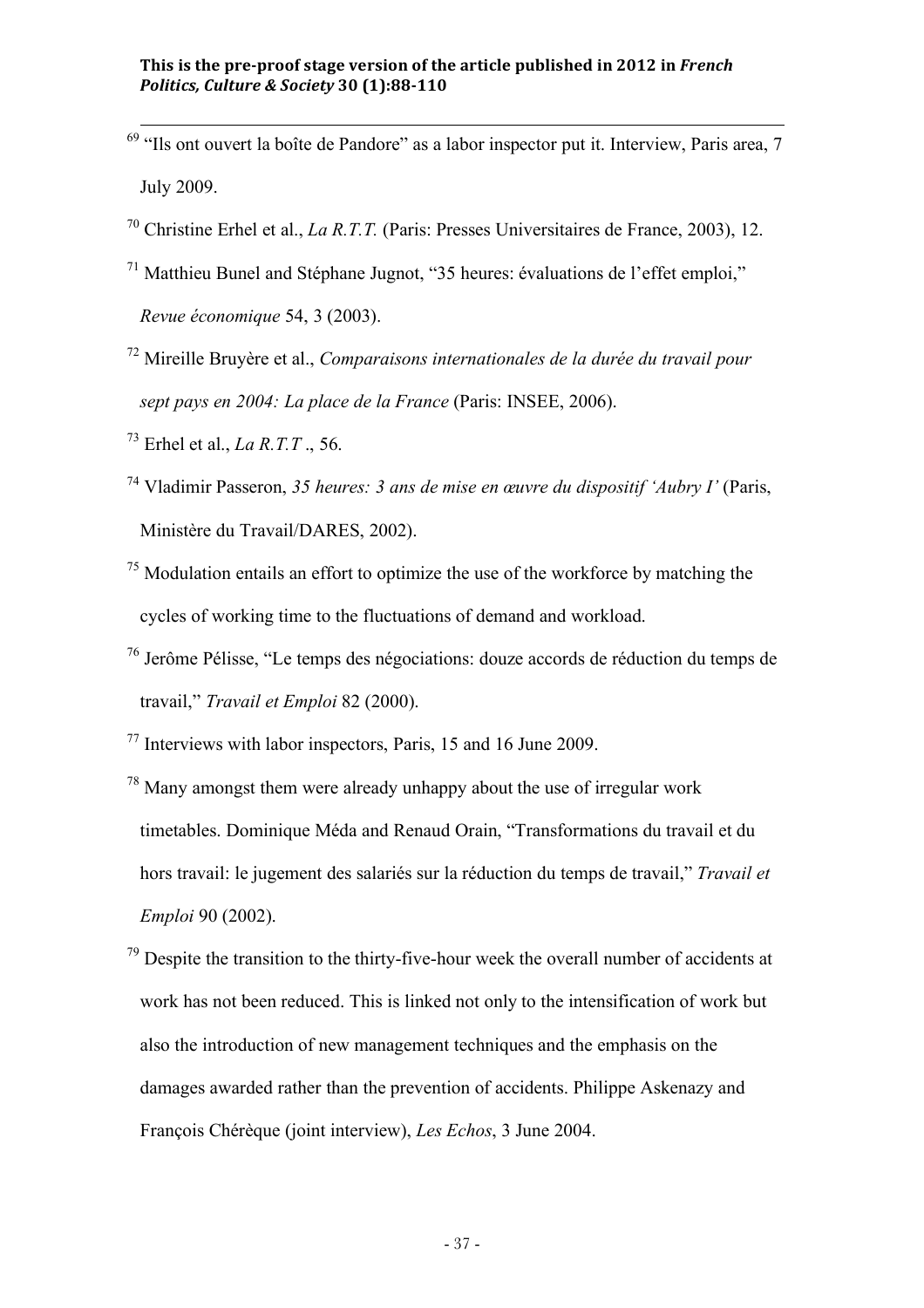[69] "Ils ont ouvert la boîte de Pandore" as a labor inspector put it. Interview, Paris area, 7 July 2009.

[70] Christine Erhel et al., *La R.T.T.* (Paris: Presses Universitaires de France, 2003), 12.

[71] Matthieu Bunel and Stéphane Jugnot, "35 heures: évaluations de l'effet emploi," *Revue économique* 54, 3 (2003).

[72] Mireille Bruyère et al., *Comparaisons internationales de la durée du travail pour sept pays en 2004: La place de la France* (Paris: INSEE, 2006).

[73] Erhel et al., *La R.T.T* ., 56.

[74] Vladimir Passeron, *35 heures: 3 ans de mise en œuvre du dispositif 'Aubry I'* (Paris, Ministère du Travail/DARES, 2002).

[75] Modulation entails an effort to optimize the use of the workforce by matching the cycles of working time to the fluctuations of demand and workload.

[76] Jerôme Pélisse, "Le temps des négociations: douze accords de réduction du temps de travail," *Travail et Emploi* 82 (2000).

[77] Interviews with labor inspectors, Paris, 15 and 16 June 2009.

[78] Many amongst them were already unhappy about the use of irregular work timetables. Dominique Méda and Renaud Orain, "Transformations du travail et du hors travail: le jugement des salariés sur la réduction du temps de travail," *Travail et Emploi* 90 (2002).

[79] Despite the transition to the thirty-five-hour week the overall number of accidents at work has not been reduced. This is linked not only to the intensification of work but also the introduction of new management techniques and the emphasis on the damages awarded rather than the prevention of accidents. Philippe Askenazy and François Chérèque (joint interview), *Les Echos*, 3 June 2004.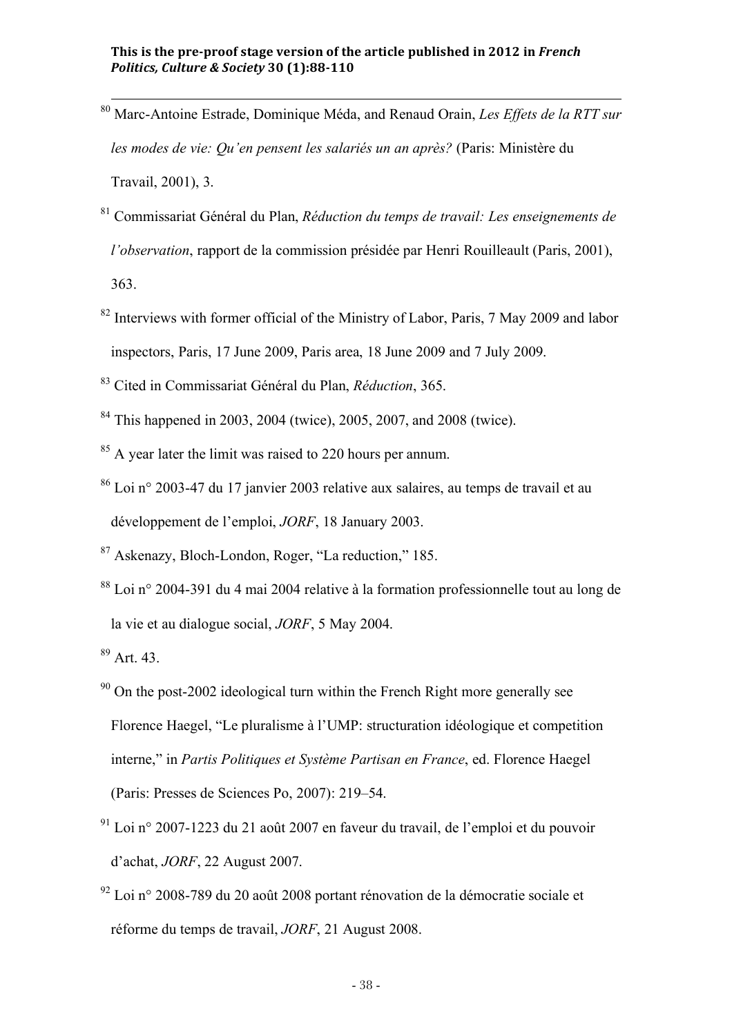[80] Marc-Antoine Estrade, Dominique Méda, and Renaud Orain, *Les Effets de la RTT sur les modes de vie: Qu'en pensent les salariés un an après?* (Paris: Ministère du Travail, 2001), 3.

[81] Commissariat Général du Plan, *Réduction du temps de travail: Les enseignements de l'observation*, rapport de la commission présidée par Henri Rouilleault (Paris, 2001), 363.

[82] Interviews with former official of the Ministry of Labor, Paris, 7 May 2009 and labor inspectors, Paris, 17 June 2009, Paris area, 18 June 2009 and 7 July 2009.

[83] Cited in Commissariat Général du Plan, *Réduction*, 365.

[84] This happened in 2003, 2004 (twice), 2005, 2007, and 2008 (twice).

[85] A year later the limit was raised to 220 hours per annum.

[86] Loi n° 2003-47 du 17 janvier 2003 relative aux salaires, au temps de travail et au développement de l'emploi, *JORF*, 18 January 2003.

[87] Askenazy, Bloch-London, Roger, "La reduction," 185.

[88] Loi n° 2004-391 du 4 mai 2004 relative à la formation professionnelle tout au long de la vie et au dialogue social, *JORF*, 5 May 2004.

[89] Art. 43.

[90] On the post-2002 ideological turn within the French Right more generally see Florence Haegel, "Le pluralisme à l'UMP: structuration idéologique et competition interne," in *Partis Politiques et Système Partisan en France*, ed. Florence Haegel (Paris: Presses de Sciences Po, 2007): 219–54.

[91] Loi n° 2007-1223 du 21 août 2007 en faveur du travail, de l'emploi et du pouvoir d'achat, *JORF*, 22 August 2007.

[92] Loi n° 2008-789 du 20 août 2008 portant rénovation de la démocratie sociale et réforme du temps de travail, *JORF*, 21 August 2008.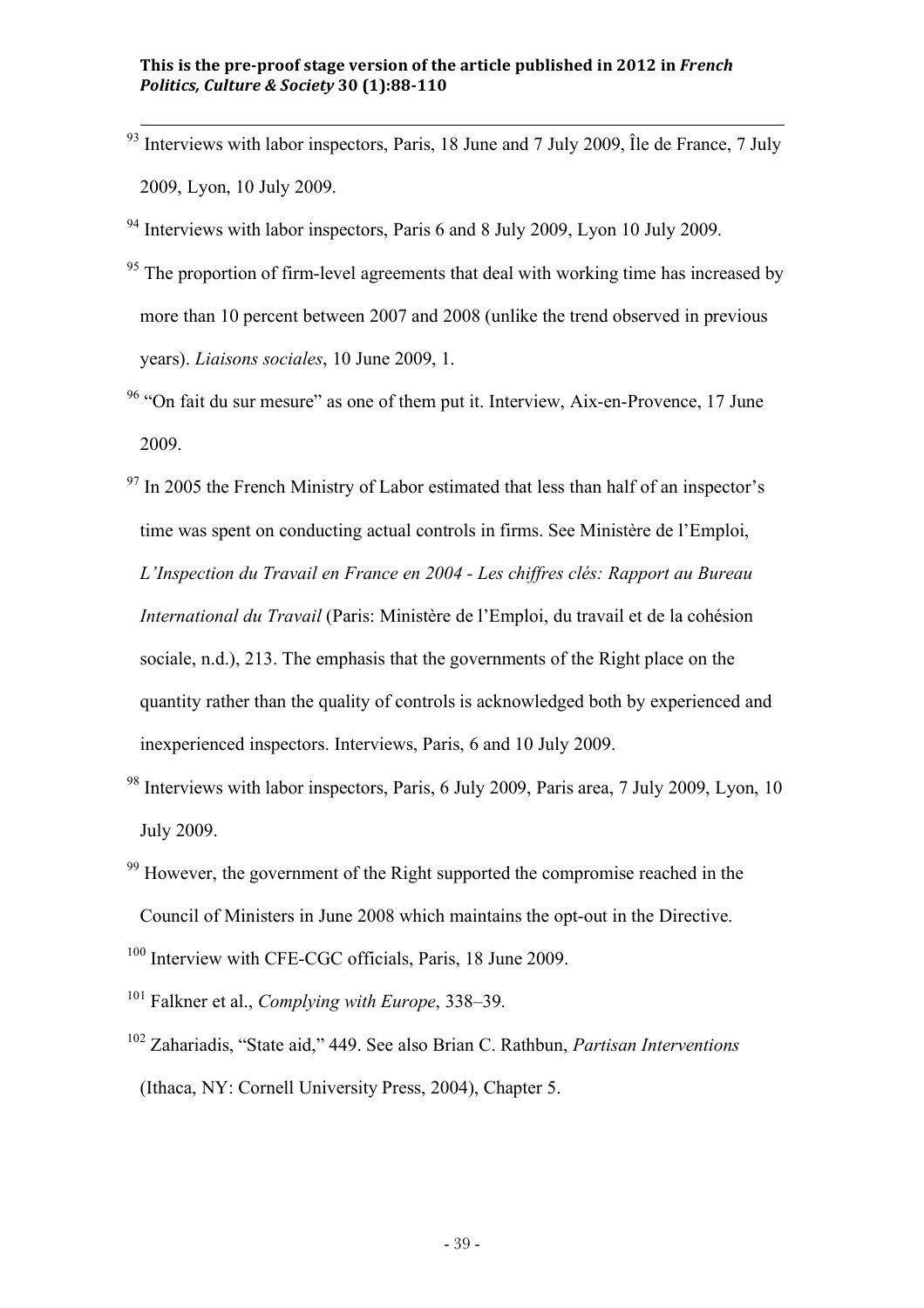[93] Interviews with labor inspectors, Paris, 18 June and 7 July 2009, Île de France, 7 July 2009, Lyon, 10 July 2009.

[94] Interviews with labor inspectors, Paris 6 and 8 July 2009, Lyon 10 July 2009.

[95] The proportion of firm-level agreements that deal with working time has increased by more than 10 percent between 2007 and 2008 (unlike the trend observed in previous years). *Liaisons sociales*, 10 June 2009, 1.

[96] "On fait du sur mesure" as one of them put it. Interview, Aix-en-Provence, 17 June 2009.

[97] In 2005 the French Ministry of Labor estimated that less than half of an inspector's time was spent on conducting actual controls in firms. See Ministère de l'Emploi, *L'Inspection du Travail en France en 2004 - Les chiffres clés: Rapport au Bureau International du Travail* (Paris: Ministère de l'Emploi, du travail et de la cohésion sociale, n.d.), 213. The emphasis that the governments of the Right place on the quantity rather than the quality of controls is acknowledged both by experienced and inexperienced inspectors. Interviews, Paris, 6 and 10 July 2009.

[98] Interviews with labor inspectors, Paris, 6 July 2009, Paris area, 7 July 2009, Lyon, 10 July 2009.

[99] However, the government of the Right supported the compromise reached in the Council of Ministers in June 2008 which maintains the opt-out in the Directive.

[100] Interview with CFE-CGC officials, Paris, 18 June 2009.

[101] Falkner et al., *Complying with Europe*, 338–39.

[102] Zahariadis, "State aid," 449. See also Brian C. Rathbun, *Partisan Interventions* (Ithaca, NY: Cornell University Press, 2004), Chapter 5.